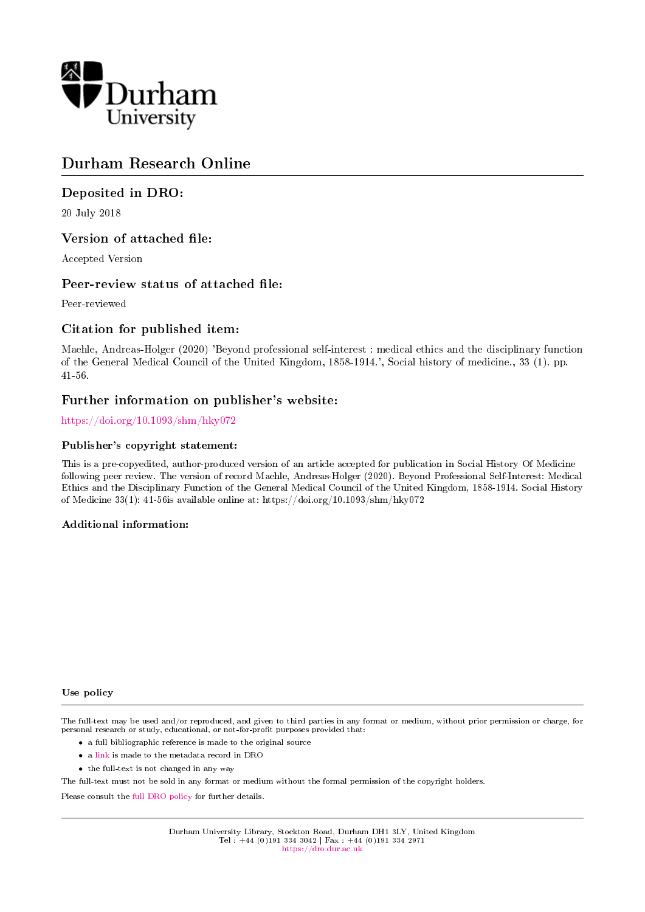Durham University

# Durham Research Online

## Deposited in DRO:

20 July 2018

## Version of attached file:

Accepted Version

## Peer-review status of attached file:

Peer-reviewed

## Citation for published item:

Maehle, Andreas-Holger (2020) 'Beyond professional self-interest : medical ethics and the disciplinary function of the General Medical Council of the United Kingdom, 1858-1914.', Social history of medicine., 33 (1). pp. 41-56.

## Further information on publisher's website:

https://doi.org/10.1093/shm/hky072

### Publisher's copyright statement:

This is a pre-copyedited, author-produced version of an article accepted for publication in Social History Of Medicine following peer review. The version of record Maehle, Andreas-Holger (2020). Beyond Professional Self-Interest: Medical Ethics and the Disciplinary Function of the General Medical Council of the United Kingdom, 1858-1914. Social History of Medicine 33(1): 41-56is available online at: https://doi.org/10.1093/shm/hky072

### Additional information:

### Use policy

The full-text may be used and/or reproduced, and given to third parties in any format or medium, without prior permission or charge, for personal research or study, educational, or not-for-profit purposes provided that:

- a full bibliographic reference is made to the original source
- a link is made to the metadata record in DRO
- the full-text is not changed in any way

The full-text must not be sold in any format or medium without the formal permission of the copyright holders.

Please consult the full DRO policy for further details.

Durham University Library, Stockton Road, Durham DH1 3LY, United Kingdom
Tel : +44 (0)191 334 3042 | Fax : +44 (0)191 334 2971
https://dro.dur.ac.uk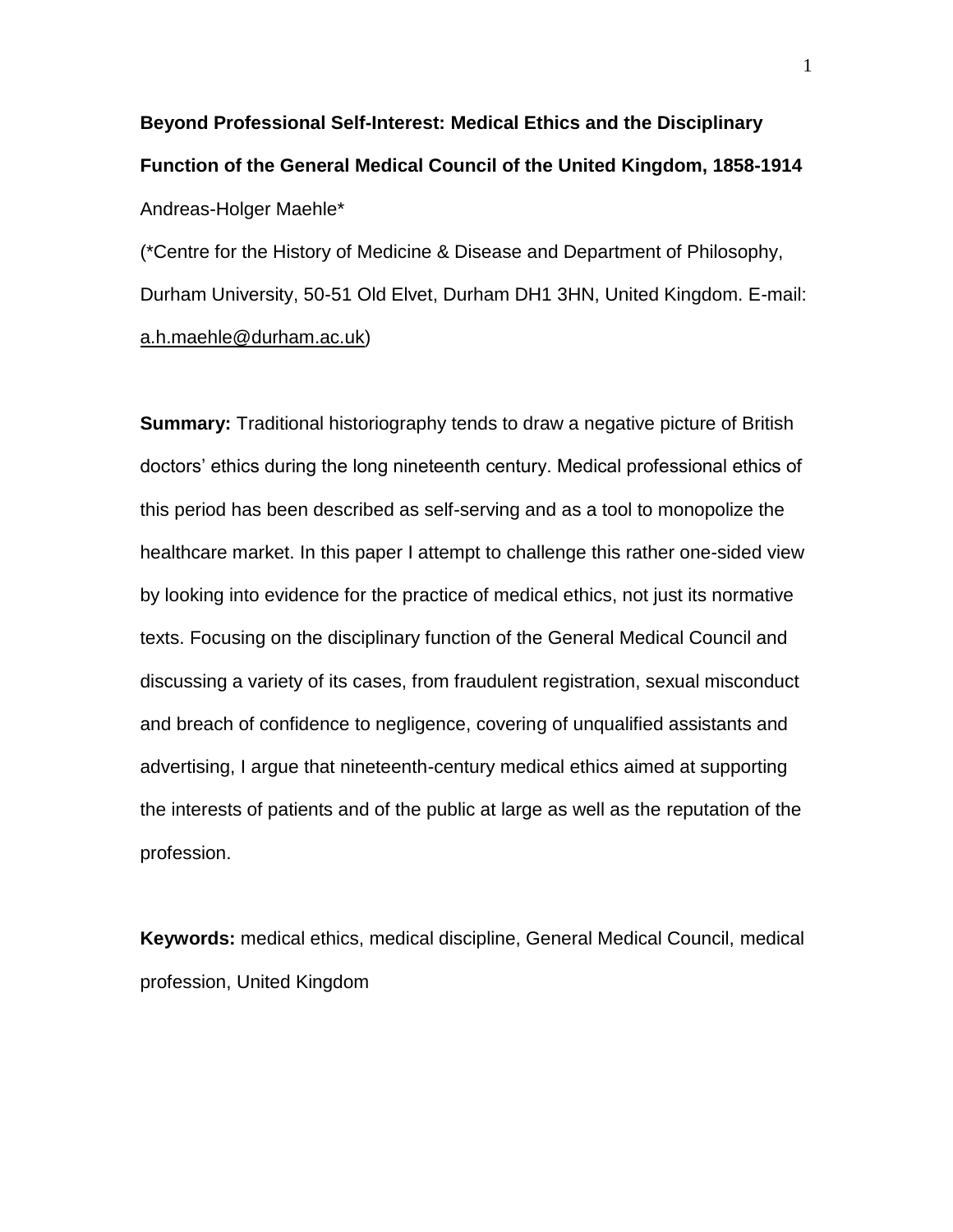**Beyond Professional Self-Interest: Medical Ethics and the Disciplinary Function of the General Medical Council of the United Kingdom, 1858-1914**

Andreas-Holger Maehle*

(*Centre for the History of Medicine & Disease and Department of Philosophy, Durham University, 50-51 Old Elvet, Durham DH1 3HN, United Kingdom. E-mail: a.h.maehle@durham.ac.uk)

**Summary:** Traditional historiography tends to draw a negative picture of British doctors' ethics during the long nineteenth century. Medical professional ethics of this period has been described as self-serving and as a tool to monopolize the healthcare market. In this paper I attempt to challenge this rather one-sided view by looking into evidence for the practice of medical ethics, not just its normative texts. Focusing on the disciplinary function of the General Medical Council and discussing a variety of its cases, from fraudulent registration, sexual misconduct and breach of confidence to negligence, covering of unqualified assistants and advertising, I argue that nineteenth-century medical ethics aimed at supporting the interests of patients and of the public at large as well as the reputation of the profession.

**Keywords:** medical ethics, medical discipline, General Medical Council, medical profession, United Kingdom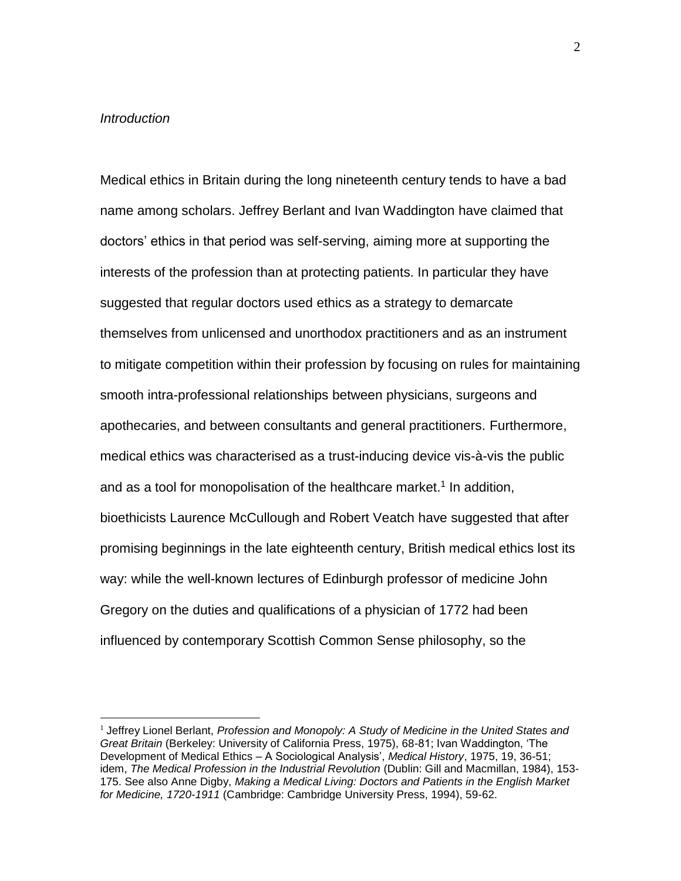*Introduction*

Medical ethics in Britain during the long nineteenth century tends to have a bad name among scholars. Jeffrey Berlant and Ivan Waddington have claimed that doctors' ethics in that period was self-serving, aiming more at supporting the interests of the profession than at protecting patients. In particular they have suggested that regular doctors used ethics as a strategy to demarcate themselves from unlicensed and unorthodox practitioners and as an instrument to mitigate competition within their profession by focusing on rules for maintaining smooth intra-professional relationships between physicians, surgeons and apothecaries, and between consultants and general practitioners. Furthermore, medical ethics was characterised as a trust-inducing device vis-à-vis the public and as a tool for monopolisation of the healthcare market.[1] In addition, bioethicists Laurence McCullough and Robert Veatch have suggested that after promising beginnings in the late eighteenth century, British medical ethics lost its way: while the well-known lectures of Edinburgh professor of medicine John Gregory on the duties and qualifications of a physician of 1772 had been influenced by contemporary Scottish Common Sense philosophy, so the

[1] Jeffrey Lionel Berlant, *Profession and Monopoly: A Study of Medicine in the United States and Great Britain* (Berkeley: University of California Press, 1975), 68-81; Ivan Waddington, 'The Development of Medical Ethics – A Sociological Analysis', *Medical History*, 1975, 19, 36-51; idem, *The Medical Profession in the Industrial Revolution* (Dublin: Gill and Macmillan, 1984), 153-175. See also Anne Digby, *Making a Medical Living: Doctors and Patients in the English Market for Medicine, 1720-1911* (Cambridge: Cambridge University Press, 1994), 59-62.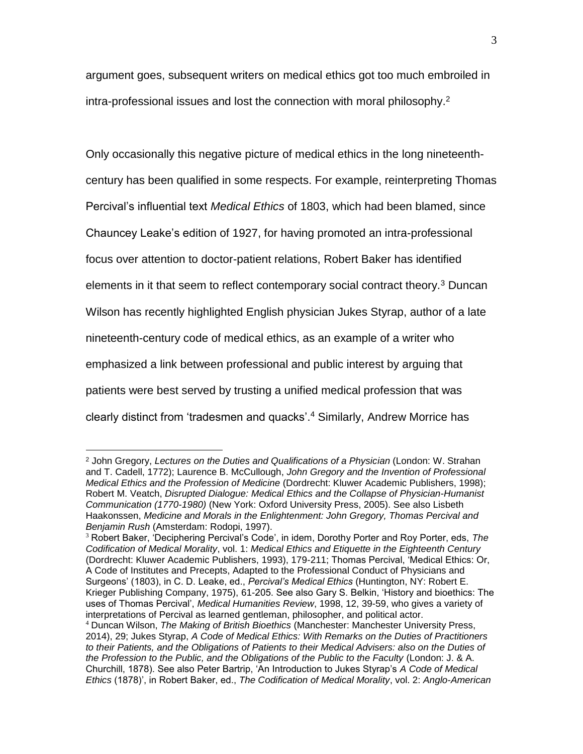argument goes, subsequent writers on medical ethics got too much embroiled in intra-professional issues and lost the connection with moral philosophy.[2]

Only occasionally this negative picture of medical ethics in the long nineteenth-century has been qualified in some respects. For example, reinterpreting Thomas Percival's influential text *Medical Ethics* of 1803, which had been blamed, since Chauncey Leake's edition of 1927, for having promoted an intra-professional focus over attention to doctor-patient relations, Robert Baker has identified elements in it that seem to reflect contemporary social contract theory.[3] Duncan Wilson has recently highlighted English physician Jukes Styrap, author of a late nineteenth-century code of medical ethics, as an example of a writer who emphasized a link between professional and public interest by arguing that patients were best served by trusting a unified medical profession that was clearly distinct from 'tradesmen and quacks'.[4] Similarly, Andrew Morrice has

---

[2] John Gregory, *Lectures on the Duties and Qualifications of a Physician* (London: W. Strahan and T. Cadell, 1772); Laurence B. McCullough, *John Gregory and the Invention of Professional Medical Ethics and the Profession of Medicine* (Dordrecht: Kluwer Academic Publishers, 1998); Robert M. Veatch, *Disrupted Dialogue: Medical Ethics and the Collapse of Physician-Humanist Communication (1770-1980)* (New York: Oxford University Press, 2005). See also Lisbeth Haakonssen, *Medicine and Morals in the Enlightenment: John Gregory, Thomas Percival and Benjamin Rush* (Amsterdam: Rodopi, 1997).

[3] Robert Baker, 'Deciphering Percival's Code', in idem, Dorothy Porter and Roy Porter, eds, *The Codification of Medical Morality*, vol. 1: *Medical Ethics and Etiquette in the Eighteenth Century* (Dordrecht: Kluwer Academic Publishers, 1993), 179-211; Thomas Percival, 'Medical Ethics: Or, A Code of Institutes and Precepts, Adapted to the Professional Conduct of Physicians and Surgeons' (1803), in C. D. Leake, ed., *Percival's Medical Ethics* (Huntington, NY: Robert E. Krieger Publishing Company, 1975), 61-205. See also Gary S. Belkin, 'History and bioethics: The uses of Thomas Percival', *Medical Humanities Review*, 1998, 12, 39-59, who gives a variety of interpretations of Percival as learned gentleman, philosopher, and political actor.

[4] Duncan Wilson, *The Making of British Bioethics* (Manchester: Manchester University Press, 2014), 29; Jukes Styrap, *A Code of Medical Ethics: With Remarks on the Duties of Practitioners to their Patients, and the Obligations of Patients to their Medical Advisers: also on the Duties of the Profession to the Public, and the Obligations of the Public to the Faculty* (London: J. & A. Churchill, 1878). See also Peter Bartrip, 'An Introduction to Jukes Styrap's *A Code of Medical Ethics* (1878)', in Robert Baker, ed., *The Codification of Medical Morality*, vol. 2: *Anglo-American*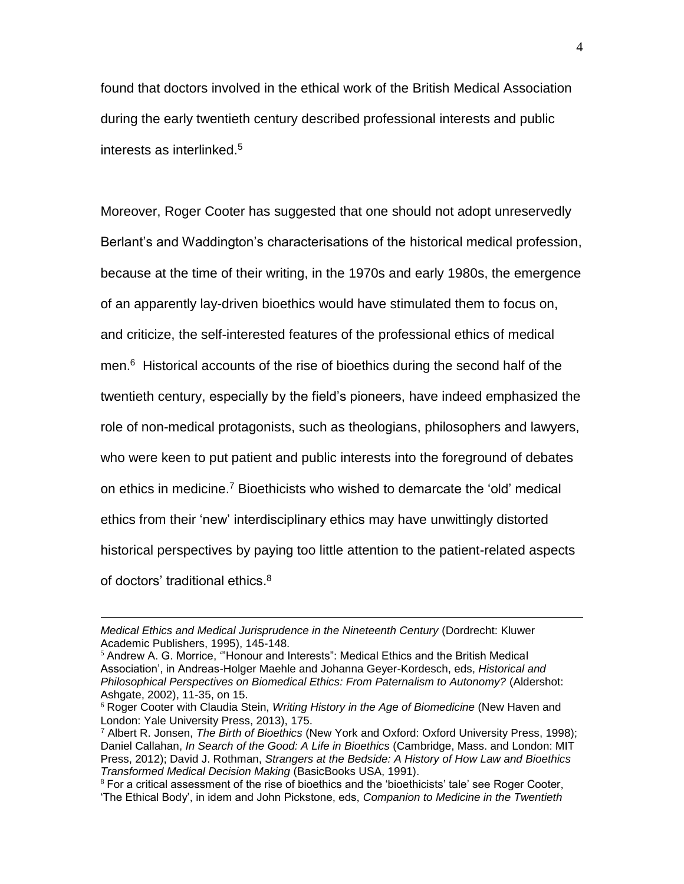found that doctors involved in the ethical work of the British Medical Association during the early twentieth century described professional interests and public interests as interlinked.[5]

Moreover, Roger Cooter has suggested that one should not adopt unreservedly Berlant's and Waddington's characterisations of the historical medical profession, because at the time of their writing, in the 1970s and early 1980s, the emergence of an apparently lay-driven bioethics would have stimulated them to focus on, and criticize, the self-interested features of the professional ethics of medical men.[6] Historical accounts of the rise of bioethics during the second half of the twentieth century, especially by the field's pioneers, have indeed emphasized the role of non-medical protagonists, such as theologians, philosophers and lawyers, who were keen to put patient and public interests into the foreground of debates on ethics in medicine.[7] Bioethicists who wished to demarcate the 'old' medical ethics from their 'new' interdisciplinary ethics may have unwittingly distorted historical perspectives by paying too little attention to the patient-related aspects of doctors' traditional ethics.[8]

---

*Medical Ethics and Medical Jurisprudence in the Nineteenth Century* (Dordrecht: Kluwer Academic Publishers, 1995), 145-148.

[5] Andrew A. G. Morrice, '"Honour and Interests": Medical Ethics and the British Medical Association', in Andreas-Holger Maehle and Johanna Geyer-Kordesch, eds, *Historical and Philosophical Perspectives on Biomedical Ethics: From Paternalism to Autonomy?* (Aldershot: Ashgate, 2002), 11-35, on 15.

[6] Roger Cooter with Claudia Stein, *Writing History in the Age of Biomedicine* (New Haven and London: Yale University Press, 2013), 175.

[7] Albert R. Jonsen, *The Birth of Bioethics* (New York and Oxford: Oxford University Press, 1998); Daniel Callahan, *In Search of the Good: A Life in Bioethics* (Cambridge, Mass. and London: MIT Press, 2012); David J. Rothman, *Strangers at the Bedside: A History of How Law and Bioethics Transformed Medical Decision Making* (BasicBooks USA, 1991).

[8] For a critical assessment of the rise of bioethics and the 'bioethicists' tale' see Roger Cooter, 'The Ethical Body', in idem and John Pickstone, eds, *Companion to Medicine in the Twentieth*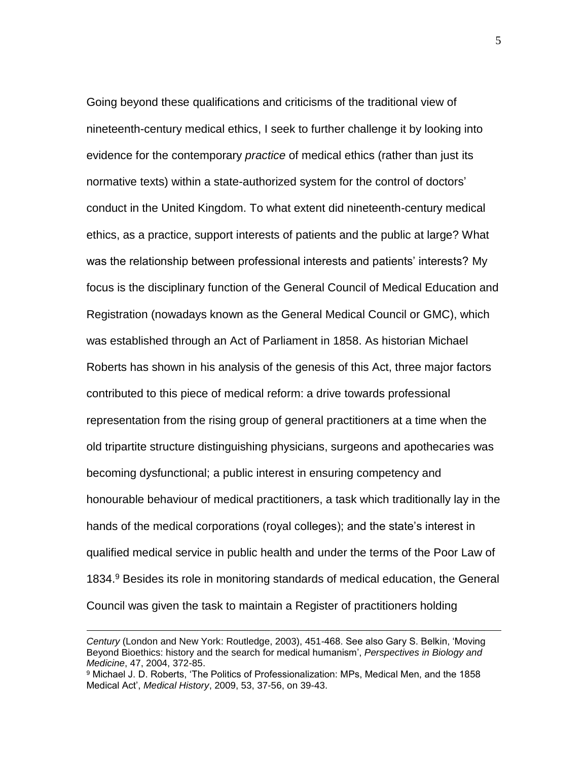Going beyond these qualifications and criticisms of the traditional view of nineteenth-century medical ethics, I seek to further challenge it by looking into evidence for the contemporary *practice* of medical ethics (rather than just its normative texts) within a state-authorized system for the control of doctors' conduct in the United Kingdom. To what extent did nineteenth-century medical ethics, as a practice, support interests of patients and the public at large? What was the relationship between professional interests and patients' interests? My focus is the disciplinary function of the General Council of Medical Education and Registration (nowadays known as the General Medical Council or GMC), which was established through an Act of Parliament in 1858. As historian Michael Roberts has shown in his analysis of the genesis of this Act, three major factors contributed to this piece of medical reform: a drive towards professional representation from the rising group of general practitioners at a time when the old tripartite structure distinguishing physicians, surgeons and apothecaries was becoming dysfunctional; a public interest in ensuring competency and honourable behaviour of medical practitioners, a task which traditionally lay in the hands of the medical corporations (royal colleges); and the state's interest in qualified medical service in public health and under the terms of the Poor Law of 1834.[9] Besides its role in monitoring standards of medical education, the General Council was given the task to maintain a Register of practitioners holding

---

*Century* (London and New York: Routledge, 2003), 451-468. See also Gary S. Belkin, 'Moving Beyond Bioethics: history and the search for medical humanism', *Perspectives in Biology and Medicine*, 47, 2004, 372-85.

[9] Michael J. D. Roberts, 'The Politics of Professionalization: MPs, Medical Men, and the 1858 Medical Act', *Medical History*, 2009, 53, 37-56, on 39-43.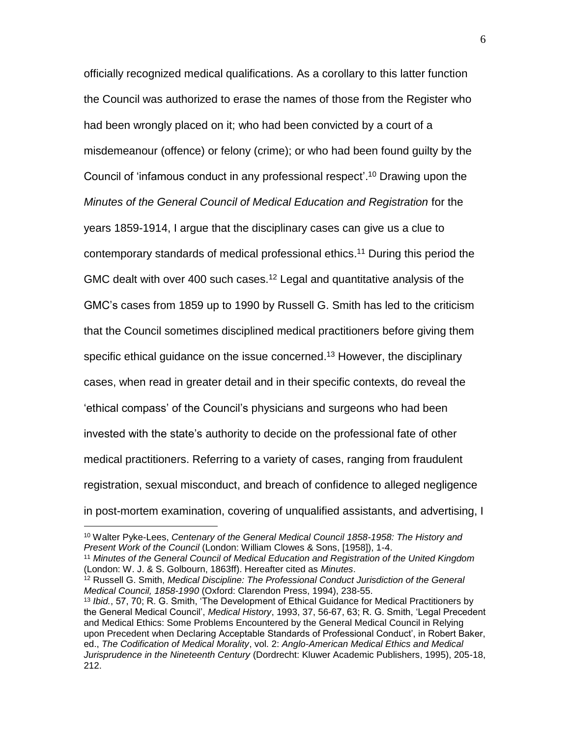officially recognized medical qualifications. As a corollary to this latter function the Council was authorized to erase the names of those from the Register who had been wrongly placed on it; who had been convicted by a court of a misdemeanour (offence) or felony (crime); or who had been found guilty by the Council of 'infamous conduct in any professional respect'.[10] Drawing upon the *Minutes of the General Council of Medical Education and Registration* for the years 1859-1914, I argue that the disciplinary cases can give us a clue to contemporary standards of medical professional ethics.[11] During this period the GMC dealt with over 400 such cases.[12] Legal and quantitative analysis of the GMC's cases from 1859 up to 1990 by Russell G. Smith has led to the criticism that the Council sometimes disciplined medical practitioners before giving them specific ethical guidance on the issue concerned.[13] However, the disciplinary cases, when read in greater detail and in their specific contexts, do reveal the 'ethical compass' of the Council's physicians and surgeons who had been invested with the state's authority to decide on the professional fate of other medical practitioners. Referring to a variety of cases, ranging from fraudulent registration, sexual misconduct, and breach of confidence to alleged negligence in post-mortem examination, covering of unqualified assistants, and advertising, I

---

[10] Walter Pyke-Lees, *Centenary of the General Medical Council 1858-1958: The History and Present Work of the Council* (London: William Clowes & Sons, [1958]), 1-4.

[11] *Minutes of the General Council of Medical Education and Registration of the United Kingdom* (London: W. J. & S. Golbourn, 1863ff). Hereafter cited as *Minutes*.

[12] Russell G. Smith, *Medical Discipline: The Professional Conduct Jurisdiction of the General Medical Council, 1858-1990* (Oxford: Clarendon Press, 1994), 238-55.

[13] *Ibid.*, 57, 70; R. G. Smith, 'The Development of Ethical Guidance for Medical Practitioners by the General Medical Council', *Medical History*, 1993, 37, 56-67, 63; R. G. Smith, 'Legal Precedent and Medical Ethics: Some Problems Encountered by the General Medical Council in Relying upon Precedent when Declaring Acceptable Standards of Professional Conduct', in Robert Baker, ed., *The Codification of Medical Morality*, vol. 2: *Anglo-American Medical Ethics and Medical Jurisprudence in the Nineteenth Century* (Dordrecht: Kluwer Academic Publishers, 1995), 205-18, 212.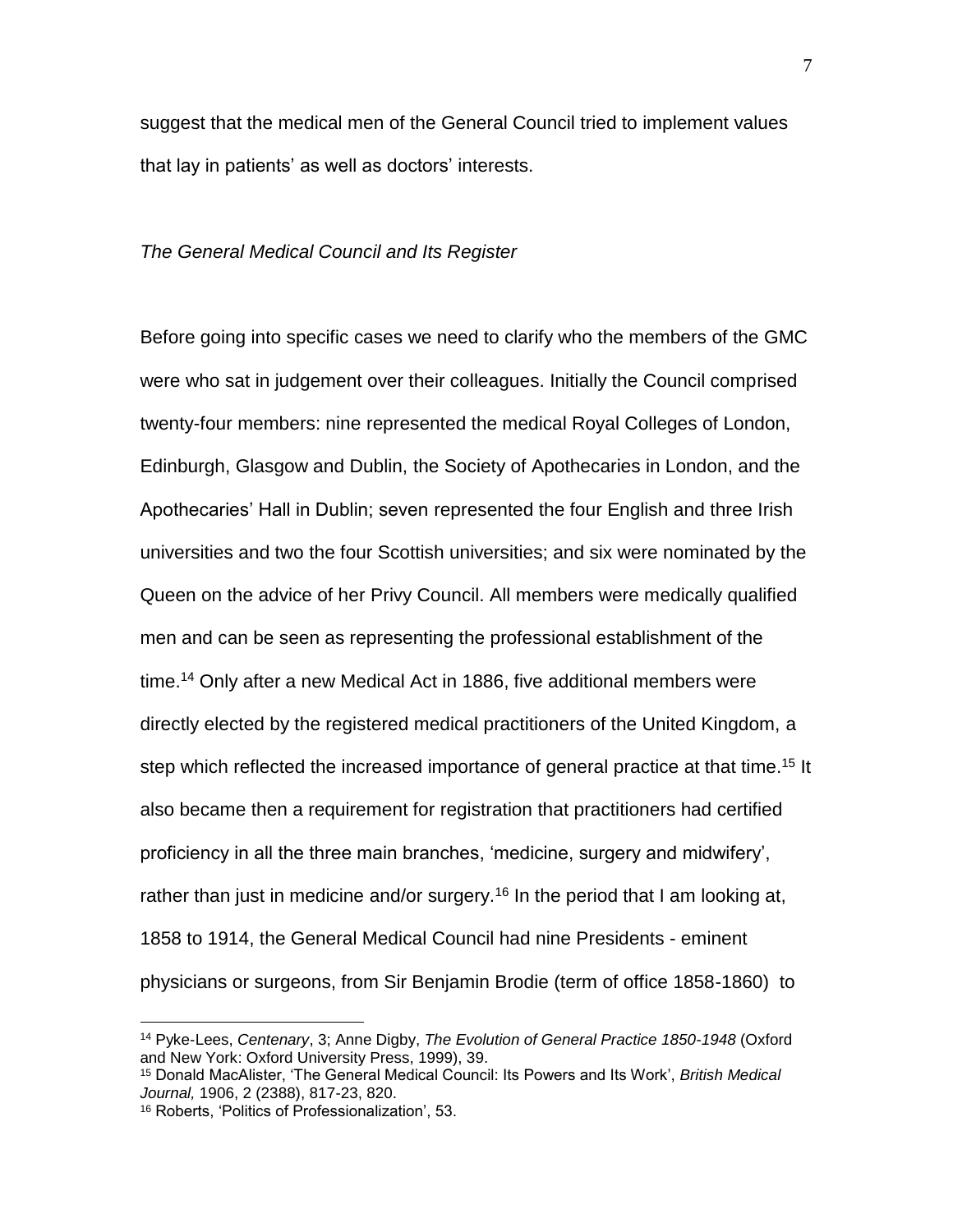suggest that the medical men of the General Council tried to implement values that lay in patients' as well as doctors' interests.

*The General Medical Council and Its Register*

Before going into specific cases we need to clarify who the members of the GMC were who sat in judgement over their colleagues. Initially the Council comprised twenty-four members: nine represented the medical Royal Colleges of London, Edinburgh, Glasgow and Dublin, the Society of Apothecaries in London, and the Apothecaries' Hall in Dublin; seven represented the four English and three Irish universities and two the four Scottish universities; and six were nominated by the Queen on the advice of her Privy Council. All members were medically qualified men and can be seen as representing the professional establishment of the time.[14] Only after a new Medical Act in 1886, five additional members were directly elected by the registered medical practitioners of the United Kingdom, a step which reflected the increased importance of general practice at that time.[15] It also became then a requirement for registration that practitioners had certified proficiency in all the three main branches, 'medicine, surgery and midwifery', rather than just in medicine and/or surgery.[16] In the period that I am looking at, 1858 to 1914, the General Medical Council had nine Presidents - eminent physicians or surgeons, from Sir Benjamin Brodie (term of office 1858-1860) to

[14] Pyke-Lees, *Centenary*, 3; Anne Digby, *The Evolution of General Practice 1850-1948* (Oxford and New York: Oxford University Press, 1999), 39.

[15] Donald MacAlister, 'The General Medical Council: Its Powers and Its Work', *British Medical Journal,* 1906, 2 (2388), 817-23, 820.

[16] Roberts, 'Politics of Professionalization', 53.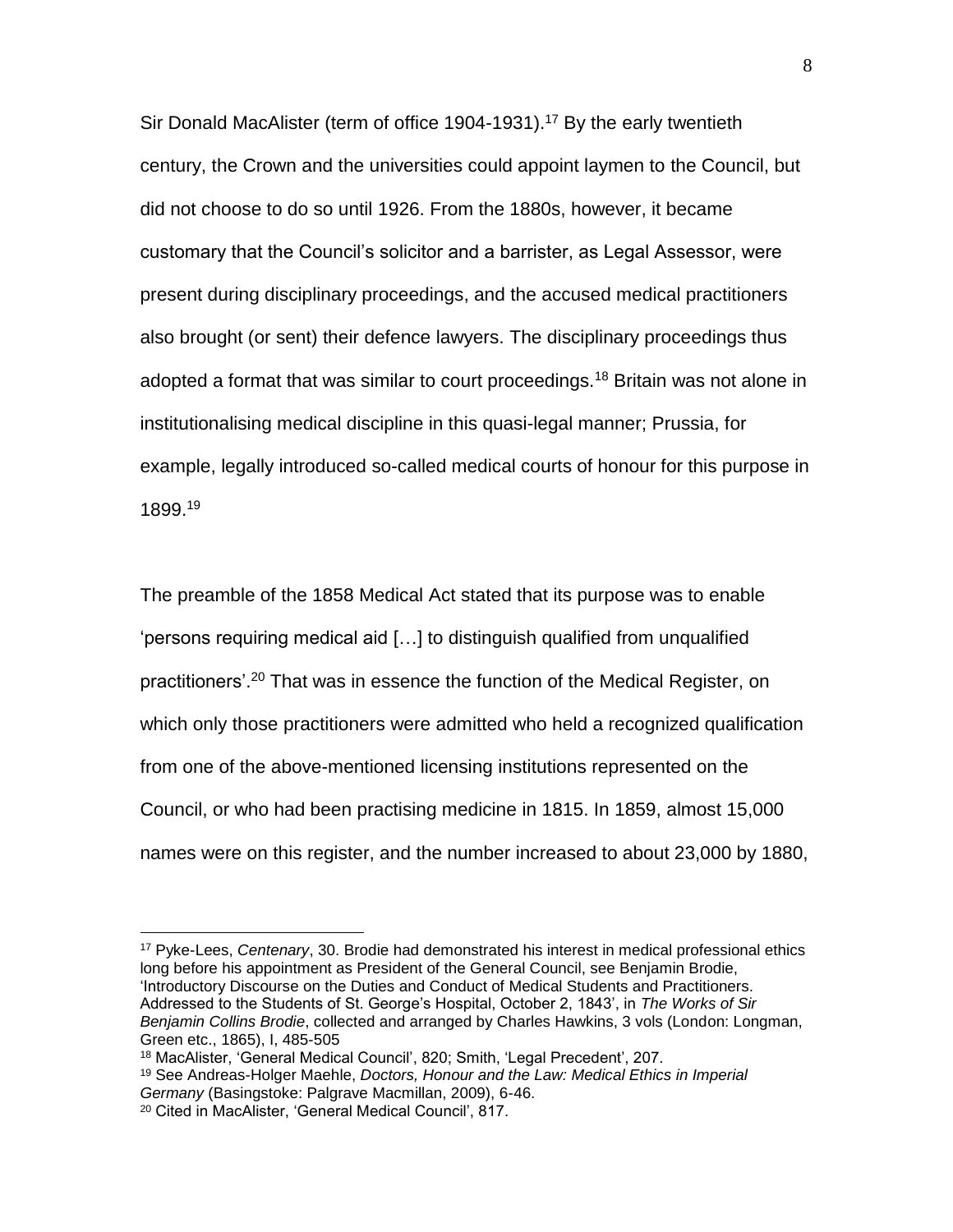Sir Donald MacAlister (term of office 1904-1931).[17] By the early twentieth century, the Crown and the universities could appoint laymen to the Council, but did not choose to do so until 1926. From the 1880s, however, it became customary that the Council's solicitor and a barrister, as Legal Assessor, were present during disciplinary proceedings, and the accused medical practitioners also brought (or sent) their defence lawyers. The disciplinary proceedings thus adopted a format that was similar to court proceedings.[18] Britain was not alone in institutionalising medical discipline in this quasi-legal manner; Prussia, for example, legally introduced so-called medical courts of honour for this purpose in 1899.[19]

The preamble of the 1858 Medical Act stated that its purpose was to enable 'persons requiring medical aid […] to distinguish qualified from unqualified practitioners'.[20] That was in essence the function of the Medical Register, on which only those practitioners were admitted who held a recognized qualification from one of the above-mentioned licensing institutions represented on the Council, or who had been practising medicine in 1815. In 1859, almost 15,000 names were on this register, and the number increased to about 23,000 by 1880,

---

[17] Pyke-Lees, *Centenary*, 30. Brodie had demonstrated his interest in medical professional ethics long before his appointment as President of the General Council, see Benjamin Brodie, 'Introductory Discourse on the Duties and Conduct of Medical Students and Practitioners. Addressed to the Students of St. George's Hospital, October 2, 1843', in *The Works of Sir Benjamin Collins Brodie*, collected and arranged by Charles Hawkins, 3 vols (London: Longman, Green etc., 1865), I, 485-505

[18] MacAlister, 'General Medical Council', 820; Smith, 'Legal Precedent', 207.

[19] See Andreas-Holger Maehle, *Doctors, Honour and the Law: Medical Ethics in Imperial Germany* (Basingstoke: Palgrave Macmillan, 2009), 6-46.

[20] Cited in MacAlister, 'General Medical Council', 817.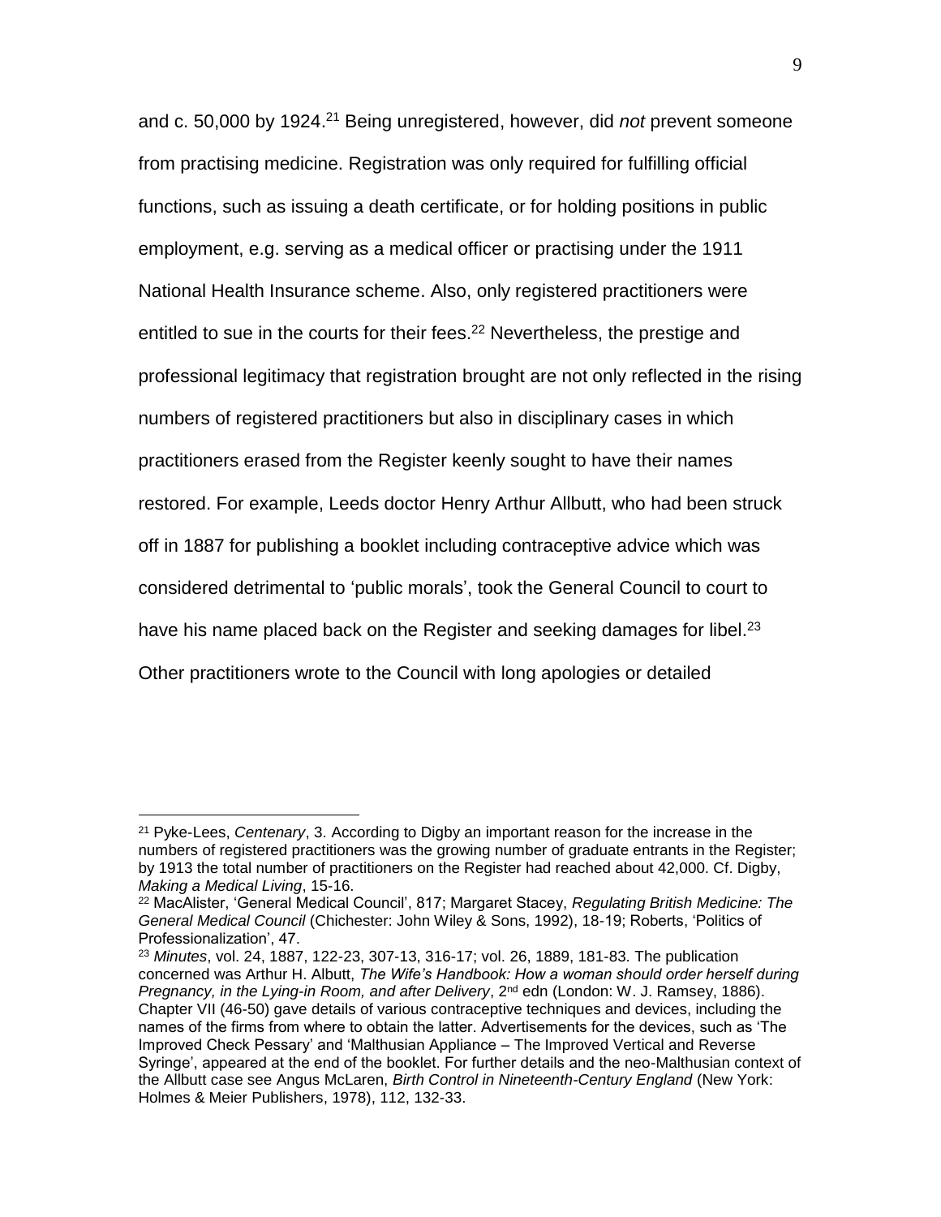and c. 50,000 by 1924.[21] Being unregistered, however, did *not* prevent someone from practising medicine. Registration was only required for fulfilling official functions, such as issuing a death certificate, or for holding positions in public employment, e.g. serving as a medical officer or practising under the 1911 National Health Insurance scheme. Also, only registered practitioners were entitled to sue in the courts for their fees.[22] Nevertheless, the prestige and professional legitimacy that registration brought are not only reflected in the rising numbers of registered practitioners but also in disciplinary cases in which practitioners erased from the Register keenly sought to have their names restored. For example, Leeds doctor Henry Arthur Allbutt, who had been struck off in 1887 for publishing a booklet including contraceptive advice which was considered detrimental to 'public morals', took the General Council to court to have his name placed back on the Register and seeking damages for libel.[23] Other practitioners wrote to the Council with long apologies or detailed

---

[21] Pyke-Lees, *Centenary*, 3. According to Digby an important reason for the increase in the numbers of registered practitioners was the growing number of graduate entrants in the Register; by 1913 the total number of practitioners on the Register had reached about 42,000. Cf. Digby, *Making a Medical Living*, 15-16.

[22] MacAlister, 'General Medical Council', 817; Margaret Stacey, *Regulating British Medicine: The General Medical Council* (Chichester: John Wiley & Sons, 1992), 18-19; Roberts, 'Politics of Professionalization', 47.

[23] *Minutes*, vol. 24, 1887, 122-23, 307-13, 316-17; vol. 26, 1889, 181-83. The publication concerned was Arthur H. Albutt, *The Wife's Handbook: How a woman should order herself during Pregnancy, in the Lying-in Room, and after Delivery*, 2nd edn (London: W. J. Ramsey, 1886). Chapter VII (46-50) gave details of various contraceptive techniques and devices, including the names of the firms from where to obtain the latter. Advertisements for the devices, such as 'The Improved Check Pessary' and 'Malthusian Appliance – The Improved Vertical and Reverse Syringe', appeared at the end of the booklet. For further details and the neo-Malthusian context of the Allbutt case see Angus McLaren, *Birth Control in Nineteenth-Century England* (New York: Holmes & Meier Publishers, 1978), 112, 132-33.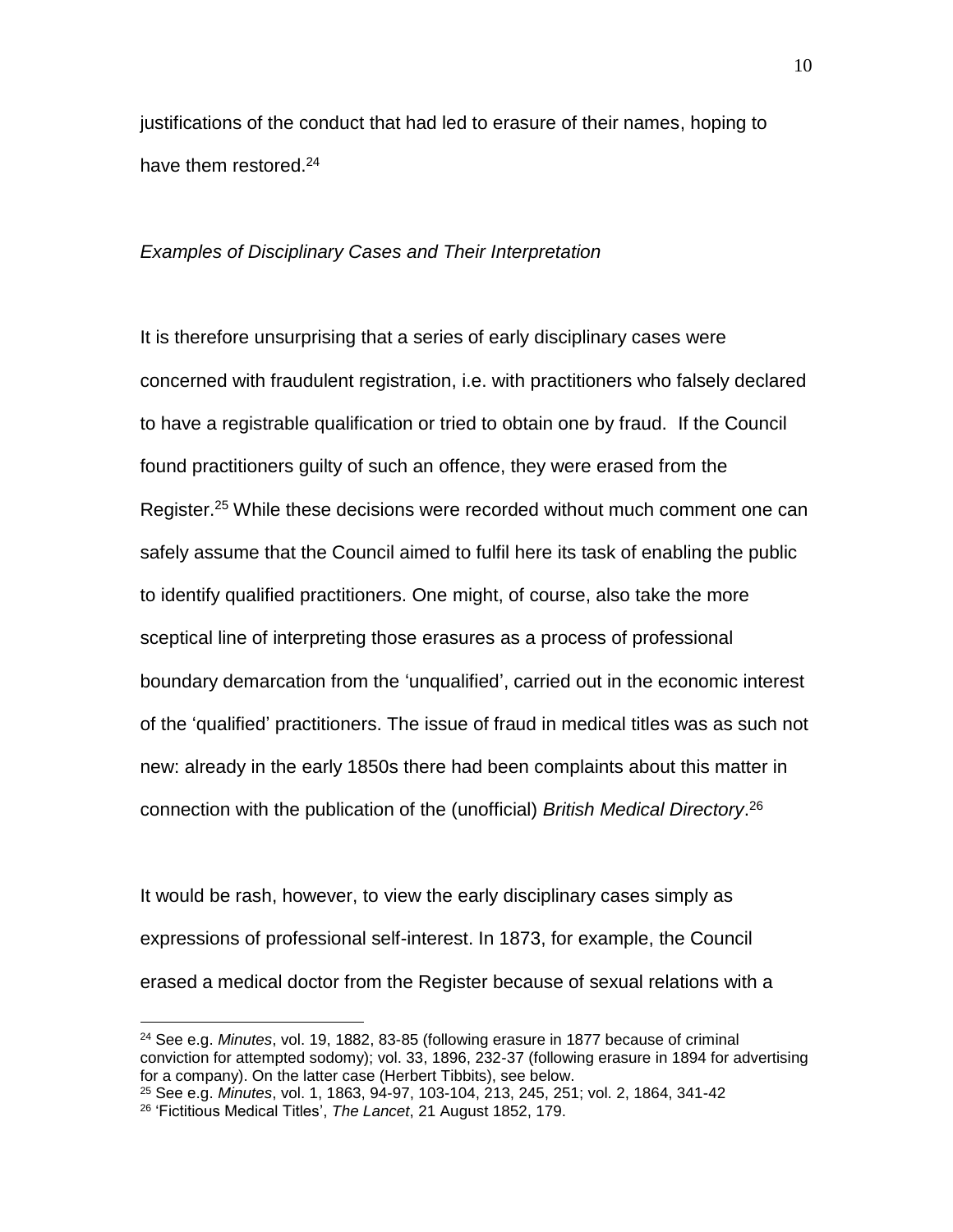justifications of the conduct that had led to erasure of their names, hoping to have them restored.[24]

*Examples of Disciplinary Cases and Their Interpretation*

It is therefore unsurprising that a series of early disciplinary cases were concerned with fraudulent registration, i.e. with practitioners who falsely declared to have a registrable qualification or tried to obtain one by fraud. If the Council found practitioners guilty of such an offence, they were erased from the Register.[25] While these decisions were recorded without much comment one can safely assume that the Council aimed to fulfil here its task of enabling the public to identify qualified practitioners. One might, of course, also take the more sceptical line of interpreting those erasures as a process of professional boundary demarcation from the 'unqualified', carried out in the economic interest of the 'qualified' practitioners. The issue of fraud in medical titles was as such not new: already in the early 1850s there had been complaints about this matter in connection with the publication of the (unofficial) *British Medical Directory*.[26]

It would be rash, however, to view the early disciplinary cases simply as expressions of professional self-interest. In 1873, for example, the Council erased a medical doctor from the Register because of sexual relations with a

---

[24] See e.g. *Minutes*, vol. 19, 1882, 83-85 (following erasure in 1877 because of criminal conviction for attempted sodomy); vol. 33, 1896, 232-37 (following erasure in 1894 for advertising for a company). On the latter case (Herbert Tibbits), see below.

[25] See e.g. *Minutes*, vol. 1, 1863, 94-97, 103-104, 213, 245, 251; vol. 2, 1864, 341-42

[26] 'Fictitious Medical Titles', *The Lancet*, 21 August 1852, 179.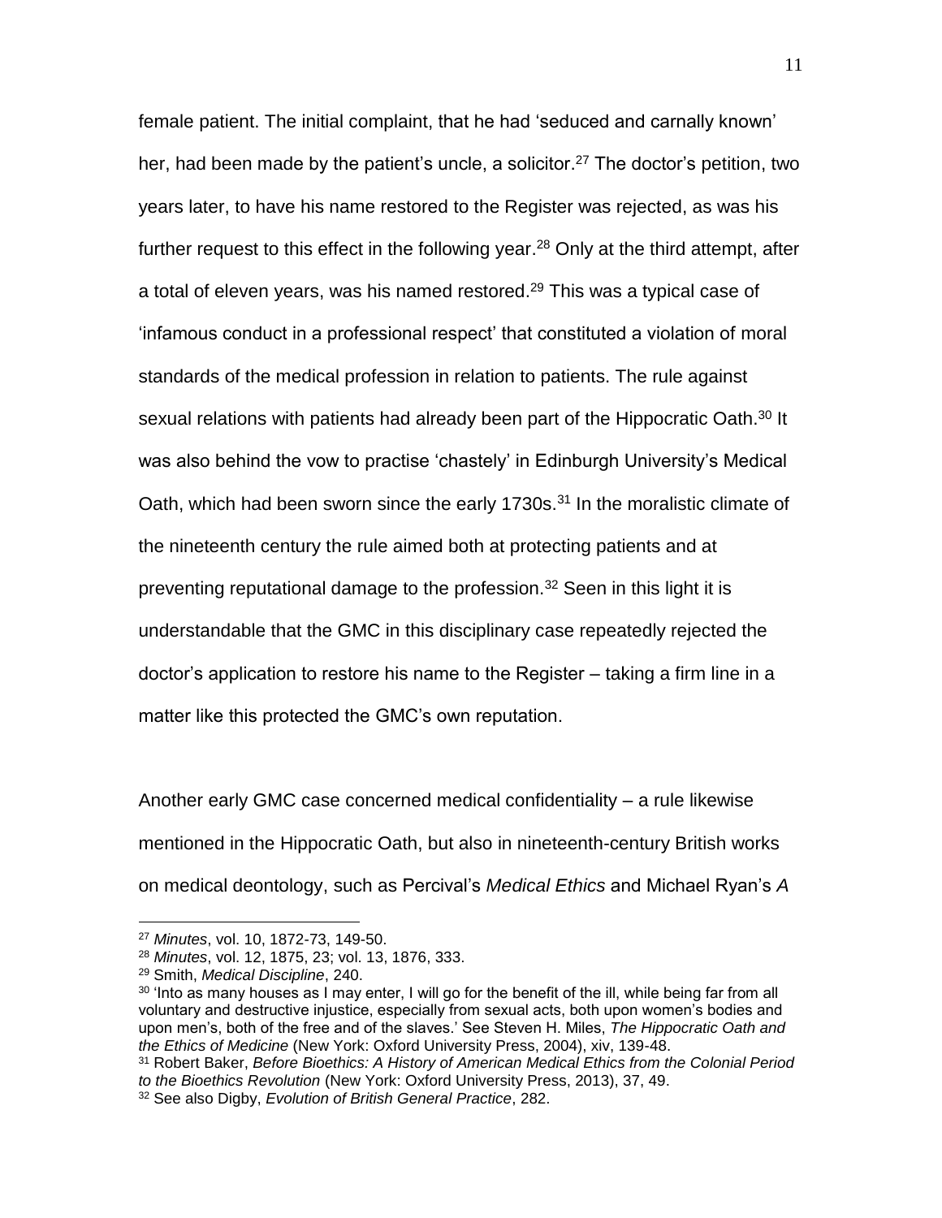female patient. The initial complaint, that he had 'seduced and carnally known' her, had been made by the patient's uncle, a solicitor.[27] The doctor's petition, two years later, to have his name restored to the Register was rejected, as was his further request to this effect in the following year.[28] Only at the third attempt, after a total of eleven years, was his named restored.[29] This was a typical case of 'infamous conduct in a professional respect' that constituted a violation of moral standards of the medical profession in relation to patients. The rule against sexual relations with patients had already been part of the Hippocratic Oath.[30] It was also behind the vow to practise 'chastely' in Edinburgh University's Medical Oath, which had been sworn since the early 1730s.[31] In the moralistic climate of the nineteenth century the rule aimed both at protecting patients and at preventing reputational damage to the profession.[32] Seen in this light it is understandable that the GMC in this disciplinary case repeatedly rejected the doctor's application to restore his name to the Register – taking a firm line in a matter like this protected the GMC's own reputation.

Another early GMC case concerned medical confidentiality – a rule likewise mentioned in the Hippocratic Oath, but also in nineteenth-century British works on medical deontology, such as Percival's *Medical Ethics* and Michael Ryan's *A*

---

[27] *Minutes*, vol. 10, 1872-73, 149-50.

[28] *Minutes*, vol. 12, 1875, 23; vol. 13, 1876, 333.

[29] Smith, *Medical Discipline*, 240.

[30] 'Into as many houses as I may enter, I will go for the benefit of the ill, while being far from all voluntary and destructive injustice, especially from sexual acts, both upon women's bodies and upon men's, both of the free and of the slaves.' See Steven H. Miles, *The Hippocratic Oath and the Ethics of Medicine* (New York: Oxford University Press, 2004), xiv, 139-48.

[31] Robert Baker, *Before Bioethics: A History of American Medical Ethics from the Colonial Period to the Bioethics Revolution* (New York: Oxford University Press, 2013), 37, 49.

[32] See also Digby, *Evolution of British General Practice*, 282.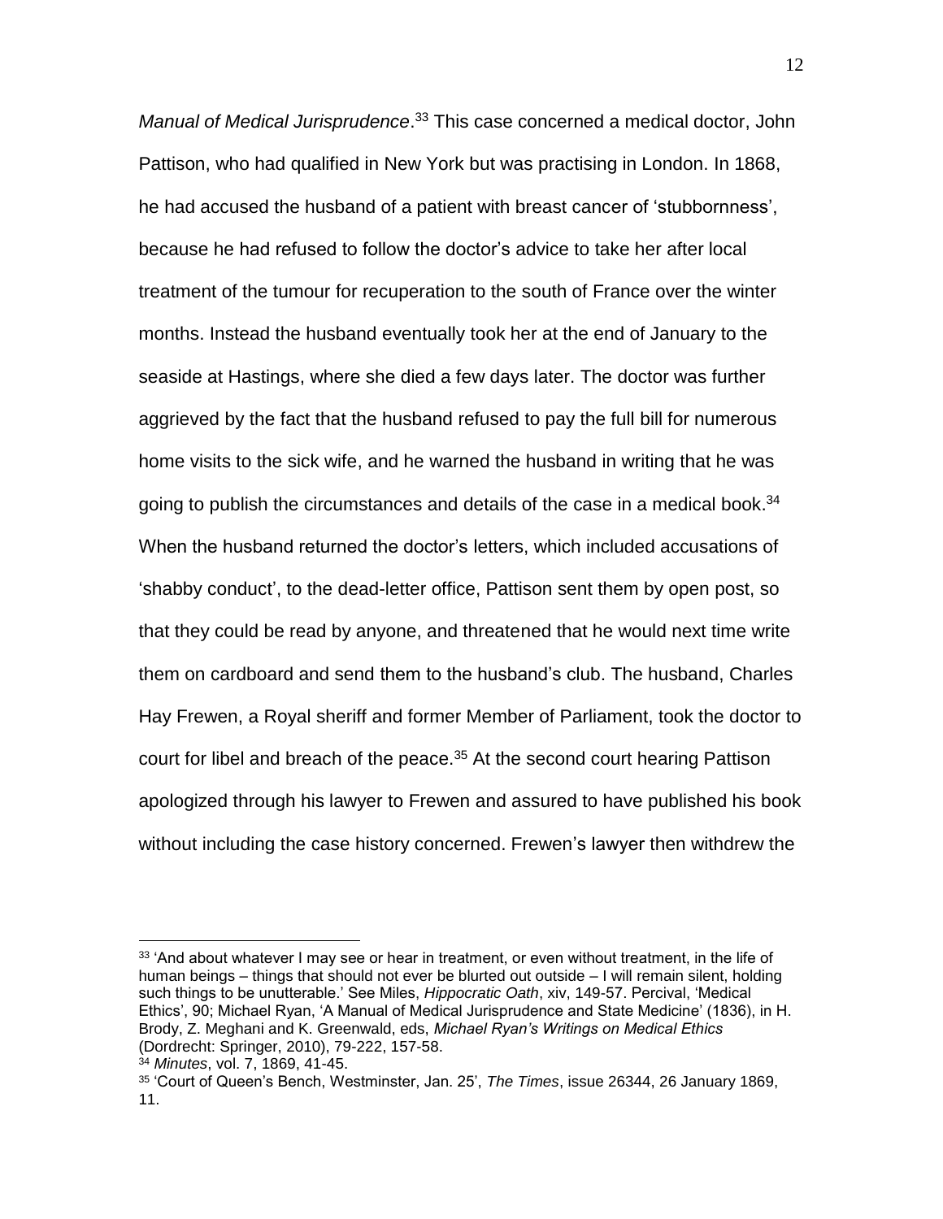*Manual of Medical Jurisprudence*.[33] This case concerned a medical doctor, John Pattison, who had qualified in New York but was practising in London. In 1868, he had accused the husband of a patient with breast cancer of 'stubbornness', because he had refused to follow the doctor's advice to take her after local treatment of the tumour for recuperation to the south of France over the winter months. Instead the husband eventually took her at the end of January to the seaside at Hastings, where she died a few days later. The doctor was further aggrieved by the fact that the husband refused to pay the full bill for numerous home visits to the sick wife, and he warned the husband in writing that he was going to publish the circumstances and details of the case in a medical book.[34] When the husband returned the doctor's letters, which included accusations of 'shabby conduct', to the dead-letter office, Pattison sent them by open post, so that they could be read by anyone, and threatened that he would next time write them on cardboard and send them to the husband's club. The husband, Charles Hay Frewen, a Royal sheriff and former Member of Parliament, took the doctor to court for libel and breach of the peace.[35] At the second court hearing Pattison apologized through his lawyer to Frewen and assured to have published his book without including the case history concerned. Frewen's lawyer then withdrew the

---

[33] 'And about whatever I may see or hear in treatment, or even without treatment, in the life of human beings – things that should not ever be blurted out outside – I will remain silent, holding such things to be unutterable.' See Miles, *Hippocratic Oath*, xiv, 149-57. Percival, 'Medical Ethics', 90; Michael Ryan, 'A Manual of Medical Jurisprudence and State Medicine' (1836), in H. Brody, Z. Meghani and K. Greenwald, eds, *Michael Ryan's Writings on Medical Ethics* (Dordrecht: Springer, 2010), 79-222, 157-58.

[34] *Minutes*, vol. 7, 1869, 41-45.

[35] 'Court of Queen's Bench, Westminster, Jan. 25', *The Times*, issue 26344, 26 January 1869, 11.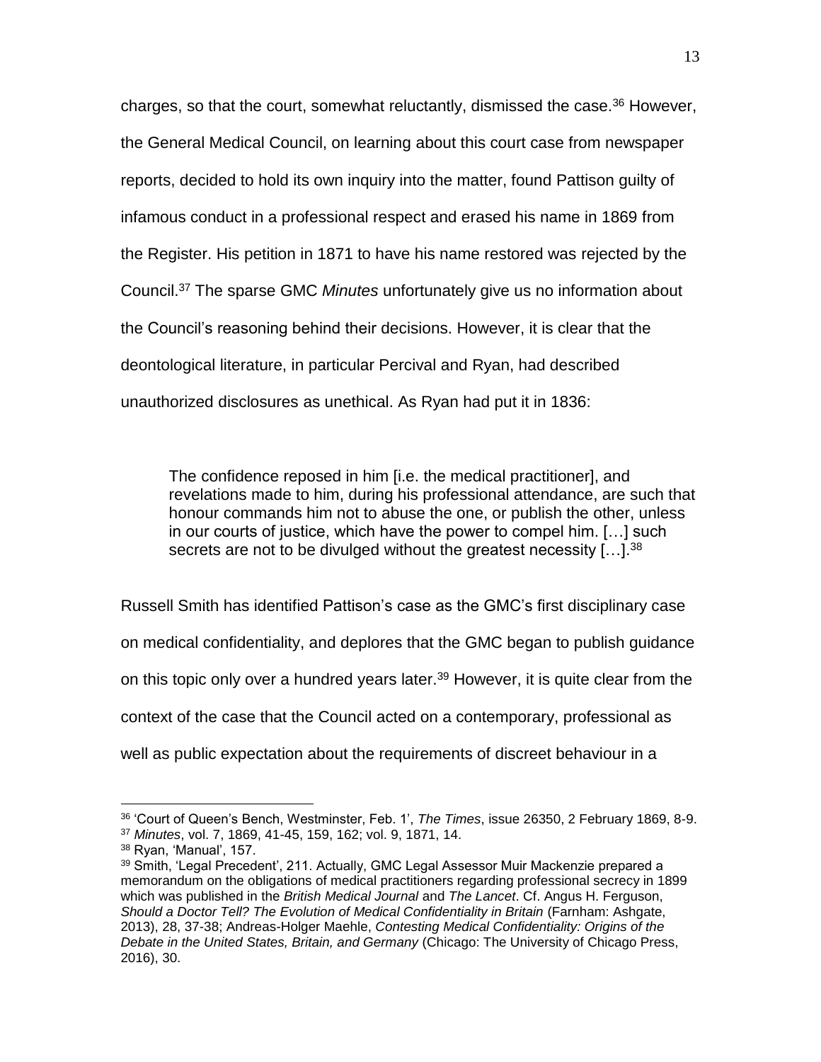charges, so that the court, somewhat reluctantly, dismissed the case.[36] However, the General Medical Council, on learning about this court case from newspaper reports, decided to hold its own inquiry into the matter, found Pattison guilty of infamous conduct in a professional respect and erased his name in 1869 from the Register. His petition in 1871 to have his name restored was rejected by the Council.[37] The sparse GMC *Minutes* unfortunately give us no information about the Council's reasoning behind their decisions. However, it is clear that the deontological literature, in particular Percival and Ryan, had described unauthorized disclosures as unethical. As Ryan had put it in 1836:

> The confidence reposed in him [i.e. the medical practitioner], and revelations made to him, during his professional attendance, are such that honour commands him not to abuse the one, or publish the other, unless in our courts of justice, which have the power to compel him. […] such secrets are not to be divulged without the greatest necessity […].[38]

Russell Smith has identified Pattison's case as the GMC's first disciplinary case on medical confidentiality, and deplores that the GMC began to publish guidance on this topic only over a hundred years later.[39] However, it is quite clear from the context of the case that the Council acted on a contemporary, professional as well as public expectation about the requirements of discreet behaviour in a

---

[36] 'Court of Queen's Bench, Westminster, Feb. 1', *The Times*, issue 26350, 2 February 1869, 8-9.

[37] *Minutes*, vol. 7, 1869, 41-45, 159, 162; vol. 9, 1871, 14.

[38] Ryan, 'Manual', 157.

[39] Smith, 'Legal Precedent', 211. Actually, GMC Legal Assessor Muir Mackenzie prepared a memorandum on the obligations of medical practitioners regarding professional secrecy in 1899 which was published in the *British Medical Journal* and *The Lancet*. Cf. Angus H. Ferguson, *Should a Doctor Tell? The Evolution of Medical Confidentiality in Britain* (Farnham: Ashgate, 2013), 28, 37-38; Andreas-Holger Maehle, *Contesting Medical Confidentiality: Origins of the Debate in the United States, Britain, and Germany* (Chicago: The University of Chicago Press, 2016), 30.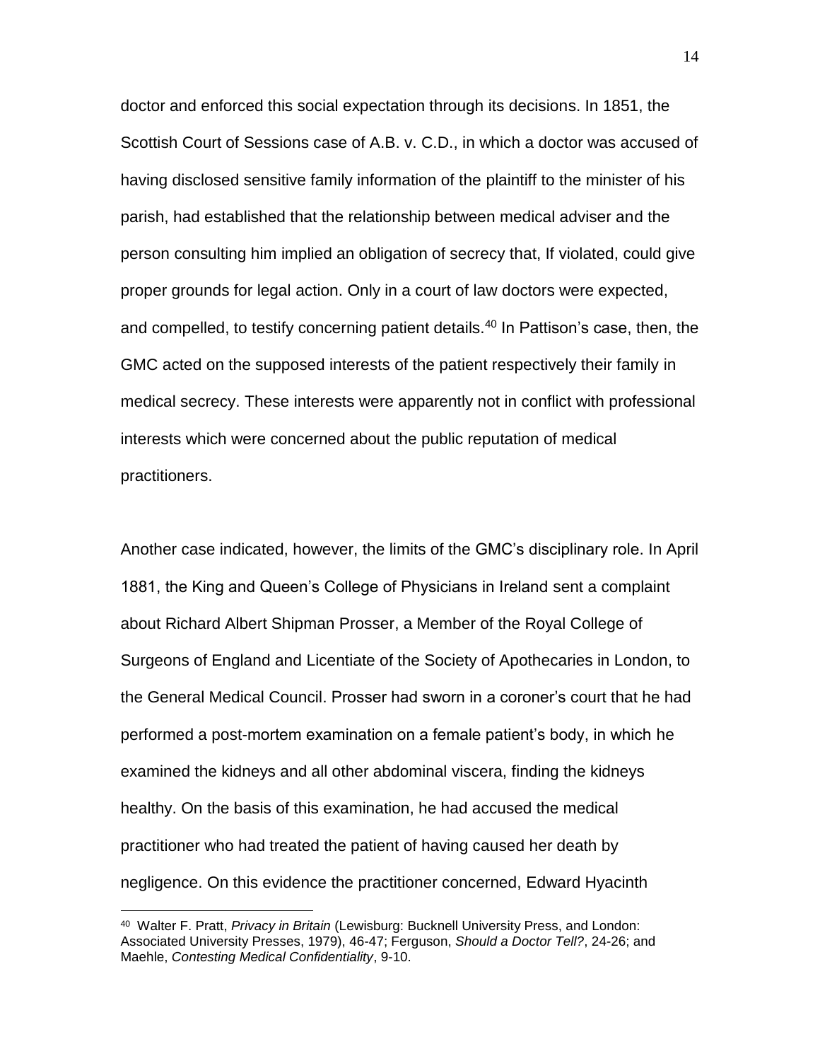doctor and enforced this social expectation through its decisions. In 1851, the Scottish Court of Sessions case of A.B. v. C.D., in which a doctor was accused of having disclosed sensitive family information of the plaintiff to the minister of his parish, had established that the relationship between medical adviser and the person consulting him implied an obligation of secrecy that, If violated, could give proper grounds for legal action. Only in a court of law doctors were expected, and compelled, to testify concerning patient details.[40] In Pattison's case, then, the GMC acted on the supposed interests of the patient respectively their family in medical secrecy. These interests were apparently not in conflict with professional interests which were concerned about the public reputation of medical practitioners.

Another case indicated, however, the limits of the GMC's disciplinary role. In April 1881, the King and Queen's College of Physicians in Ireland sent a complaint about Richard Albert Shipman Prosser, a Member of the Royal College of Surgeons of England and Licentiate of the Society of Apothecaries in London, to the General Medical Council. Prosser had sworn in a coroner's court that he had performed a post-mortem examination on a female patient's body, in which he examined the kidneys and all other abdominal viscera, finding the kidneys healthy. On the basis of this examination, he had accused the medical practitioner who had treated the patient of having caused her death by negligence. On this evidence the practitioner concerned, Edward Hyacinth

---

[40] Walter F. Pratt, *Privacy in Britain* (Lewisburg: Bucknell University Press, and London: Associated University Presses, 1979), 46-47; Ferguson, *Should a Doctor Tell?*, 24-26; and Maehle, *Contesting Medical Confidentiality*, 9-10.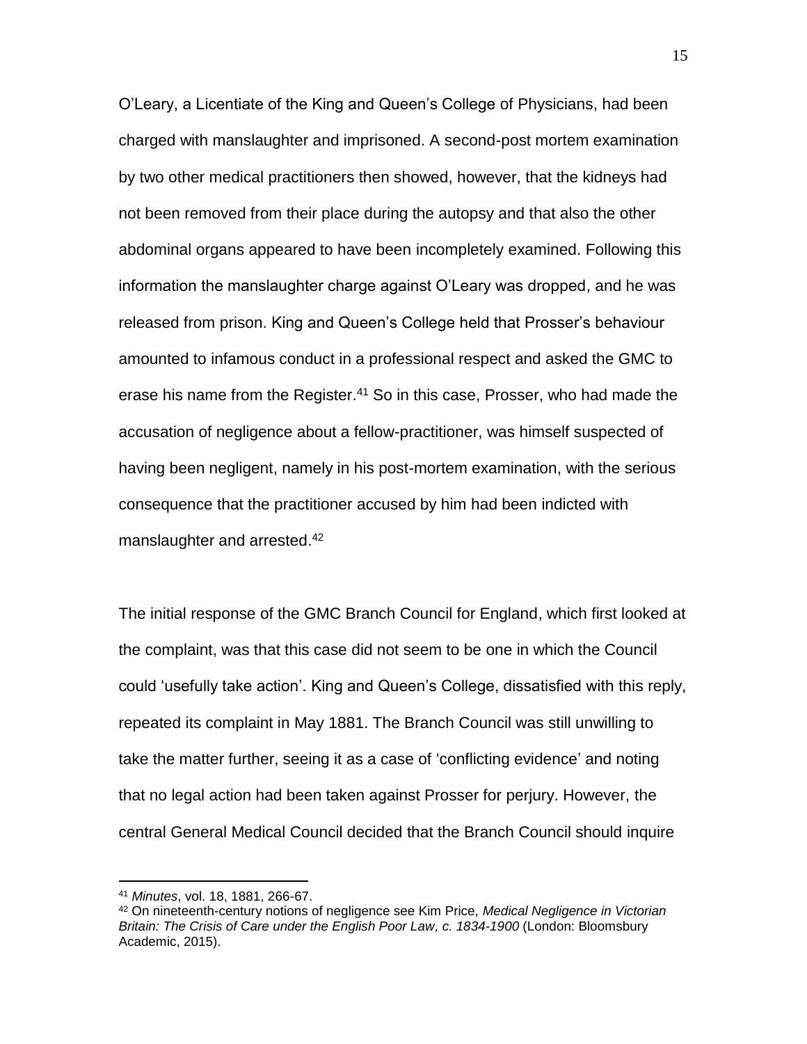O'Leary, a Licentiate of the King and Queen's College of Physicians, had been charged with manslaughter and imprisoned. A second-post mortem examination by two other medical practitioners then showed, however, that the kidneys had not been removed from their place during the autopsy and that also the other abdominal organs appeared to have been incompletely examined. Following this information the manslaughter charge against O'Leary was dropped, and he was released from prison. King and Queen's College held that Prosser's behaviour amounted to infamous conduct in a professional respect and asked the GMC to erase his name from the Register.[41] So in this case, Prosser, who had made the accusation of negligence about a fellow-practitioner, was himself suspected of having been negligent, namely in his post-mortem examination, with the serious consequence that the practitioner accused by him had been indicted with manslaughter and arrested.[42]

The initial response of the GMC Branch Council for England, which first looked at the complaint, was that this case did not seem to be one in which the Council could 'usefully take action'. King and Queen's College, dissatisfied with this reply, repeated its complaint in May 1881. The Branch Council was still unwilling to take the matter further, seeing it as a case of 'conflicting evidence' and noting that no legal action had been taken against Prosser for perjury. However, the central General Medical Council decided that the Branch Council should inquire

[41] *Minutes*, vol. 18, 1881, 266-67.

[42] On nineteenth-century notions of negligence see Kim Price, *Medical Negligence in Victorian Britain: The Crisis of Care under the English Poor Law, c. 1834-1900* (London: Bloomsbury Academic, 2015).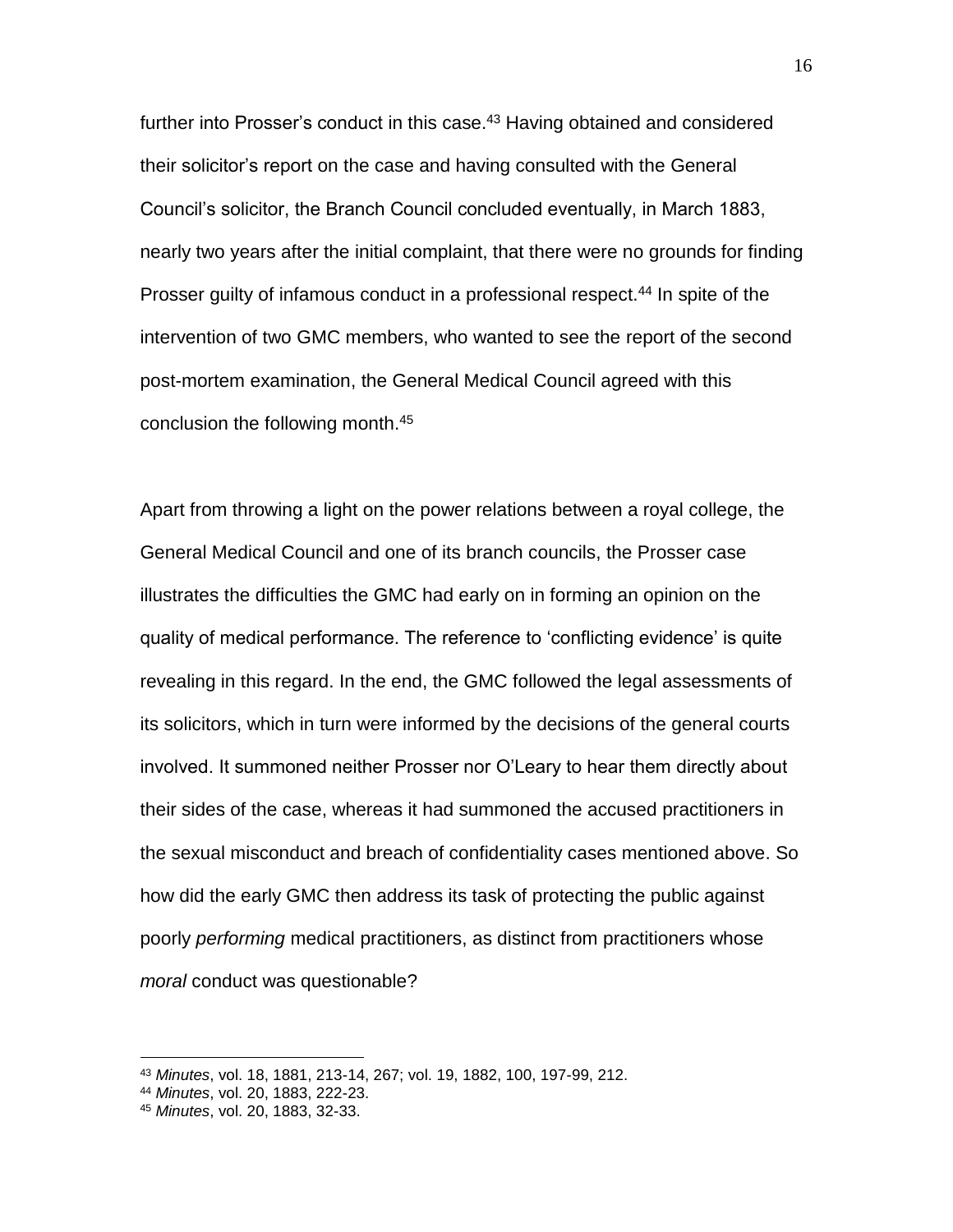further into Prosser's conduct in this case.[43] Having obtained and considered their solicitor's report on the case and having consulted with the General Council's solicitor, the Branch Council concluded eventually, in March 1883, nearly two years after the initial complaint, that there were no grounds for finding Prosser guilty of infamous conduct in a professional respect.[44] In spite of the intervention of two GMC members, who wanted to see the report of the second post-mortem examination, the General Medical Council agreed with this conclusion the following month.[45]

Apart from throwing a light on the power relations between a royal college, the General Medical Council and one of its branch councils, the Prosser case illustrates the difficulties the GMC had early on in forming an opinion on the quality of medical performance. The reference to 'conflicting evidence' is quite revealing in this regard. In the end, the GMC followed the legal assessments of its solicitors, which in turn were informed by the decisions of the general courts involved. It summoned neither Prosser nor O'Leary to hear them directly about their sides of the case, whereas it had summoned the accused practitioners in the sexual misconduct and breach of confidentiality cases mentioned above. So how did the early GMC then address its task of protecting the public against poorly *performing* medical practitioners, as distinct from practitioners whose *moral* conduct was questionable?

---

[43] *Minutes*, vol. 18, 1881, 213-14, 267; vol. 19, 1882, 100, 197-99, 212.

[44] *Minutes*, vol. 20, 1883, 222-23.

[45] *Minutes*, vol. 20, 1883, 32-33.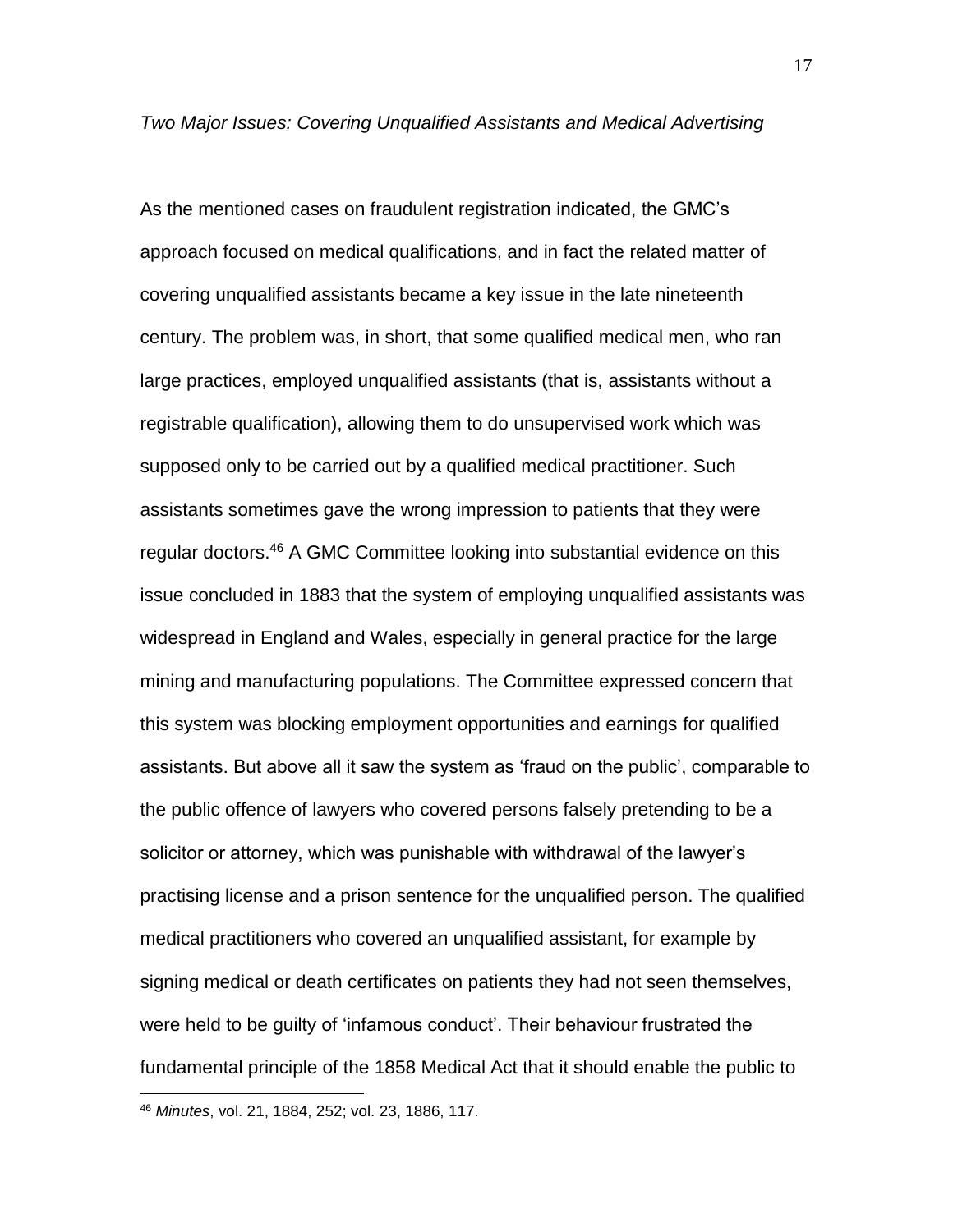*Two Major Issues: Covering Unqualified Assistants and Medical Advertising*

As the mentioned cases on fraudulent registration indicated, the GMC's approach focused on medical qualifications, and in fact the related matter of covering unqualified assistants became a key issue in the late nineteenth century. The problem was, in short, that some qualified medical men, who ran large practices, employed unqualified assistants (that is, assistants without a registrable qualification), allowing them to do unsupervised work which was supposed only to be carried out by a qualified medical practitioner. Such assistants sometimes gave the wrong impression to patients that they were regular doctors.[46] A GMC Committee looking into substantial evidence on this issue concluded in 1883 that the system of employing unqualified assistants was widespread in England and Wales, especially in general practice for the large mining and manufacturing populations. The Committee expressed concern that this system was blocking employment opportunities and earnings for qualified assistants. But above all it saw the system as 'fraud on the public', comparable to the public offence of lawyers who covered persons falsely pretending to be a solicitor or attorney, which was punishable with withdrawal of the lawyer's practising license and a prison sentence for the unqualified person. The qualified medical practitioners who covered an unqualified assistant, for example by signing medical or death certificates on patients they had not seen themselves, were held to be guilty of 'infamous conduct'. Their behaviour frustrated the fundamental principle of the 1858 Medical Act that it should enable the public to

---

[46] *Minutes*, vol. 21, 1884, 252; vol. 23, 1886, 117.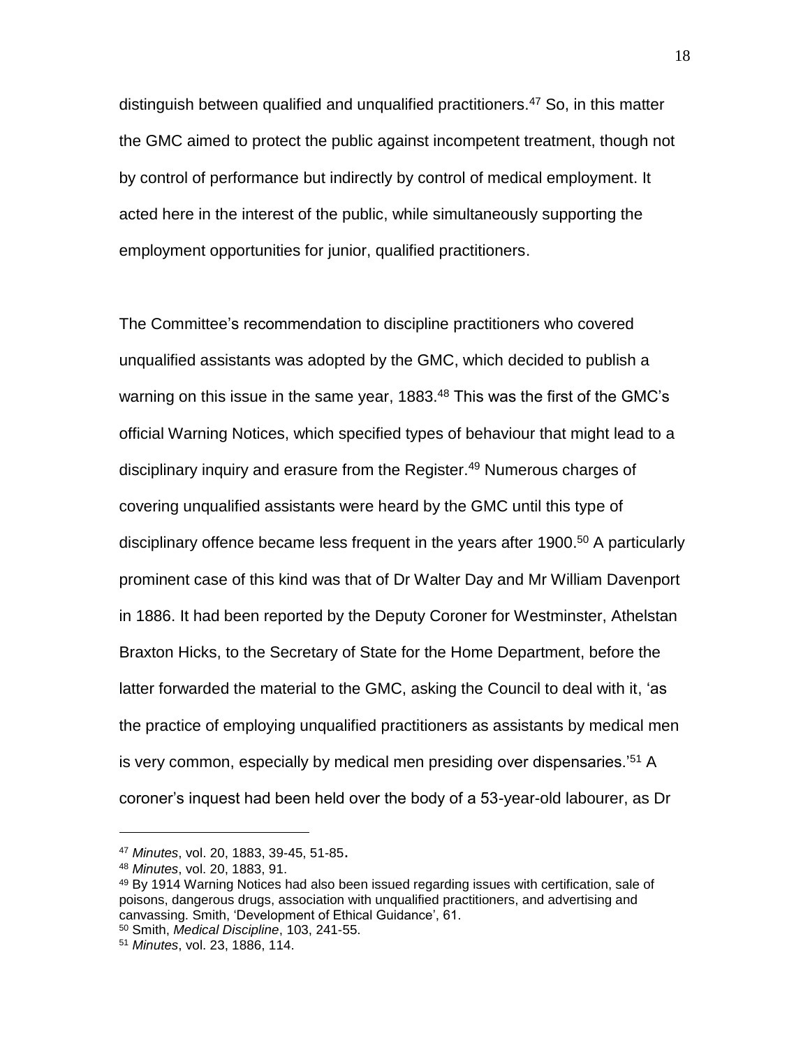distinguish between qualified and unqualified practitioners.[47] So, in this matter the GMC aimed to protect the public against incompetent treatment, though not by control of performance but indirectly by control of medical employment. It acted here in the interest of the public, while simultaneously supporting the employment opportunities for junior, qualified practitioners.

The Committee's recommendation to discipline practitioners who covered unqualified assistants was adopted by the GMC, which decided to publish a warning on this issue in the same year, 1883.[48] This was the first of the GMC's official Warning Notices, which specified types of behaviour that might lead to a disciplinary inquiry and erasure from the Register.[49] Numerous charges of covering unqualified assistants were heard by the GMC until this type of disciplinary offence became less frequent in the years after 1900.[50] A particularly prominent case of this kind was that of Dr Walter Day and Mr William Davenport in 1886. It had been reported by the Deputy Coroner for Westminster, Athelstan Braxton Hicks, to the Secretary of State for the Home Department, before the latter forwarded the material to the GMC, asking the Council to deal with it, 'as the practice of employing unqualified practitioners as assistants by medical men is very common, especially by medical men presiding over dispensaries.'[51] A coroner's inquest had been held over the body of a 53-year-old labourer, as Dr

---

[47] *Minutes*, vol. 20, 1883, 39-45, 51-85.

[48] *Minutes*, vol. 20, 1883, 91.

[49] By 1914 Warning Notices had also been issued regarding issues with certification, sale of poisons, dangerous drugs, association with unqualified practitioners, and advertising and canvassing. Smith, 'Development of Ethical Guidance', 61.

[50] Smith, *Medical Discipline*, 103, 241-55.

[51] *Minutes*, vol. 23, 1886, 114.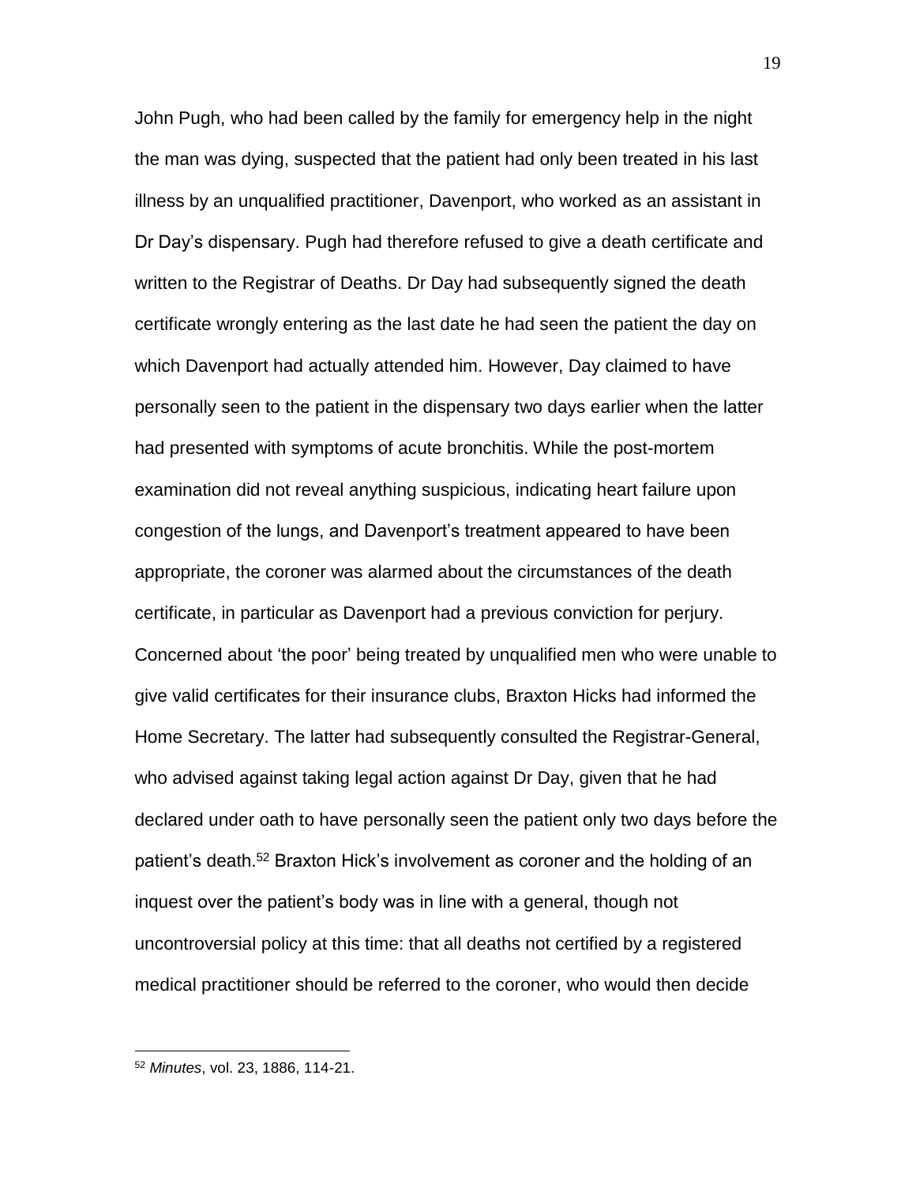John Pugh, who had been called by the family for emergency help in the night the man was dying, suspected that the patient had only been treated in his last illness by an unqualified practitioner, Davenport, who worked as an assistant in Dr Day's dispensary. Pugh had therefore refused to give a death certificate and written to the Registrar of Deaths. Dr Day had subsequently signed the death certificate wrongly entering as the last date he had seen the patient the day on which Davenport had actually attended him. However, Day claimed to have personally seen to the patient in the dispensary two days earlier when the latter had presented with symptoms of acute bronchitis. While the post-mortem examination did not reveal anything suspicious, indicating heart failure upon congestion of the lungs, and Davenport's treatment appeared to have been appropriate, the coroner was alarmed about the circumstances of the death certificate, in particular as Davenport had a previous conviction for perjury. Concerned about 'the poor' being treated by unqualified men who were unable to give valid certificates for their insurance clubs, Braxton Hicks had informed the Home Secretary. The latter had subsequently consulted the Registrar-General, who advised against taking legal action against Dr Day, given that he had declared under oath to have personally seen the patient only two days before the patient's death.[52] Braxton Hick's involvement as coroner and the holding of an inquest over the patient's body was in line with a general, though not uncontroversial policy at this time: that all deaths not certified by a registered medical practitioner should be referred to the coroner, who would then decide

---

[52] *Minutes*, vol. 23, 1886, 114-21.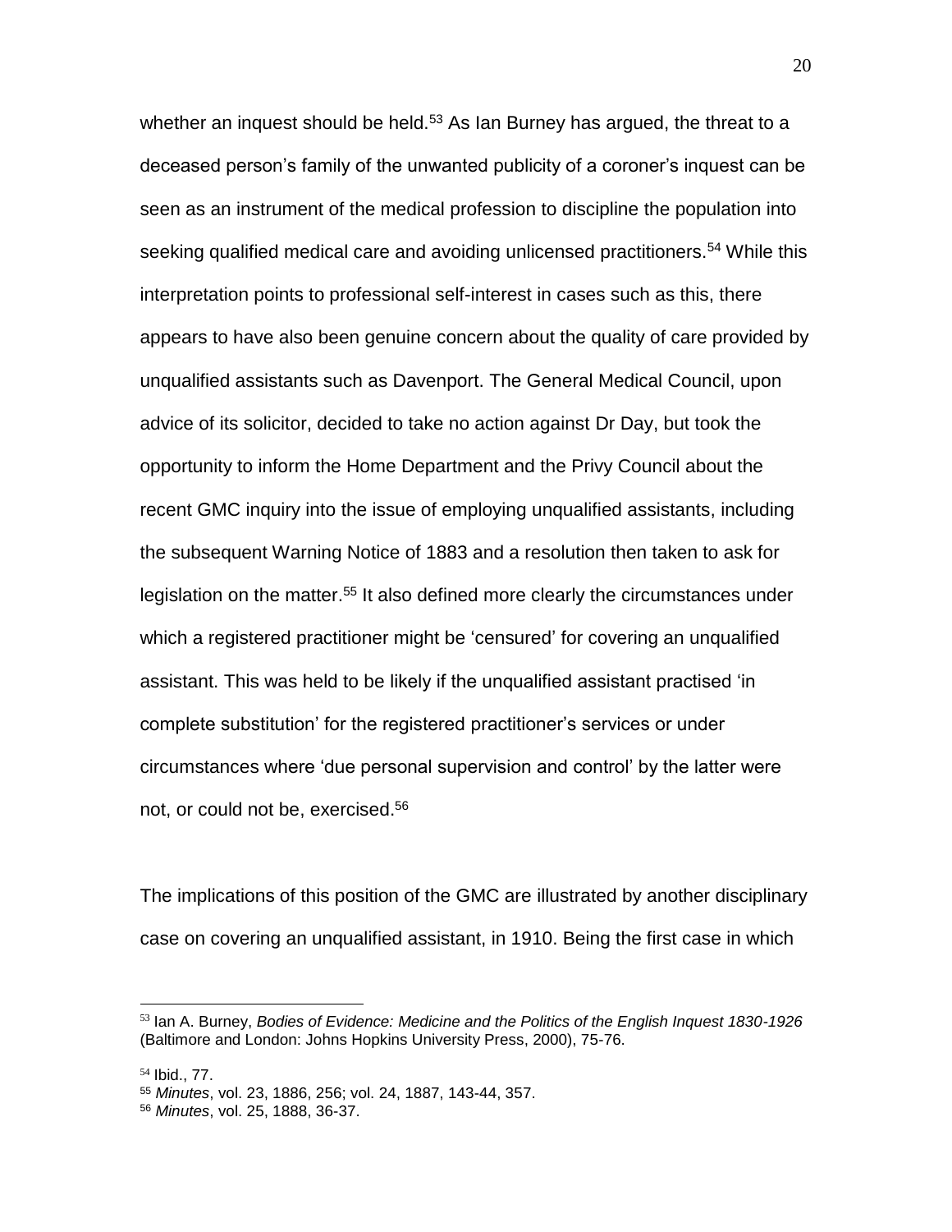whether an inquest should be held.[53] As Ian Burney has argued, the threat to a deceased person's family of the unwanted publicity of a coroner's inquest can be seen as an instrument of the medical profession to discipline the population into seeking qualified medical care and avoiding unlicensed practitioners.[54] While this interpretation points to professional self-interest in cases such as this, there appears to have also been genuine concern about the quality of care provided by unqualified assistants such as Davenport. The General Medical Council, upon advice of its solicitor, decided to take no action against Dr Day, but took the opportunity to inform the Home Department and the Privy Council about the recent GMC inquiry into the issue of employing unqualified assistants, including the subsequent Warning Notice of 1883 and a resolution then taken to ask for legislation on the matter.[55] It also defined more clearly the circumstances under which a registered practitioner might be 'censured' for covering an unqualified assistant. This was held to be likely if the unqualified assistant practised 'in complete substitution' for the registered practitioner's services or under circumstances where 'due personal supervision and control' by the latter were not, or could not be, exercised.[56]

The implications of this position of the GMC are illustrated by another disciplinary case on covering an unqualified assistant, in 1910. Being the first case in which

---

[53] Ian A. Burney, *Bodies of Evidence: Medicine and the Politics of the English Inquest 1830-1926* (Baltimore and London: Johns Hopkins University Press, 2000), 75-76.

[54] Ibid., 77.

[55] *Minutes*, vol. 23, 1886, 256; vol. 24, 1887, 143-44, 357.

[56] *Minutes*, vol. 25, 1888, 36-37.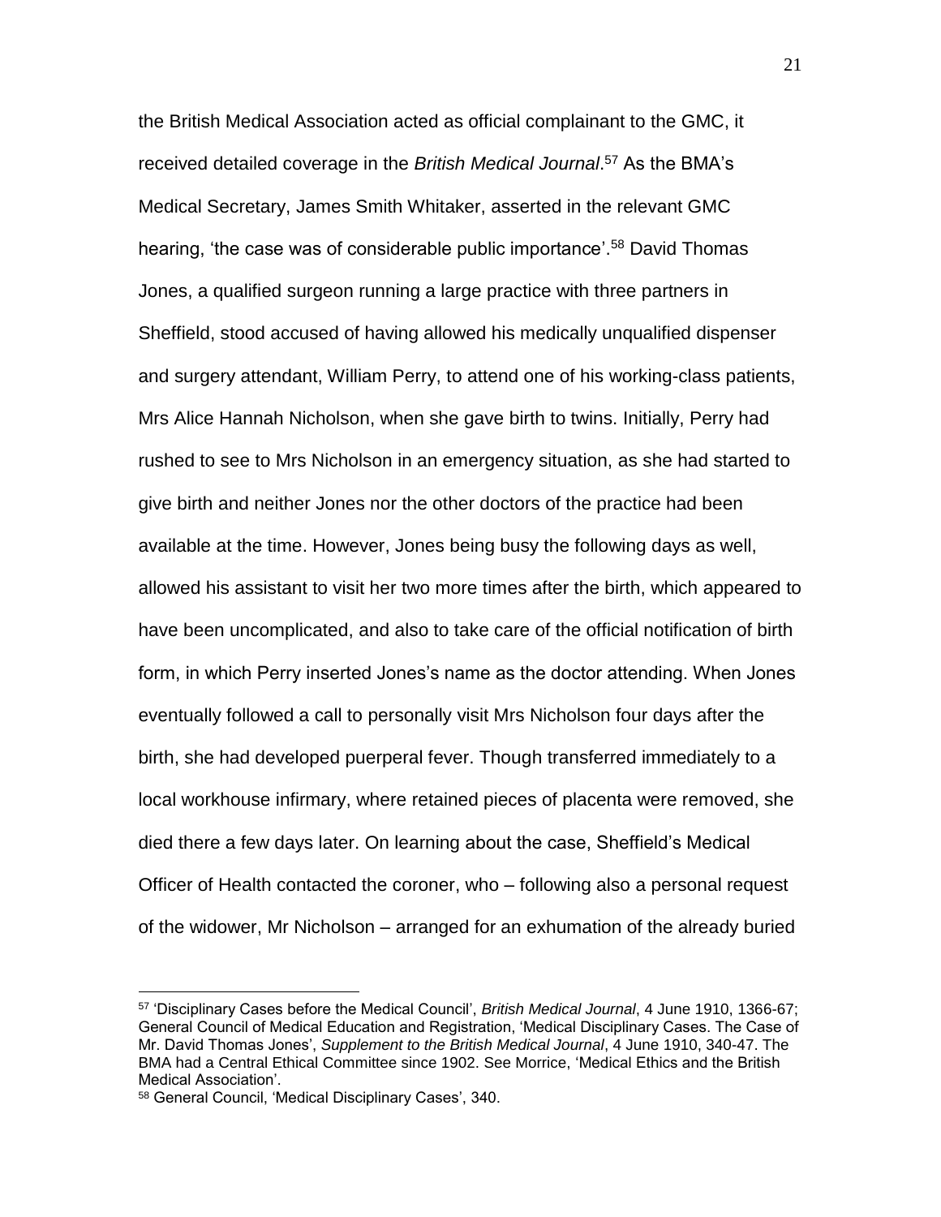the British Medical Association acted as official complainant to the GMC, it received detailed coverage in the *British Medical Journal*.[57] As the BMA's Medical Secretary, James Smith Whitaker, asserted in the relevant GMC hearing, 'the case was of considerable public importance'.[58] David Thomas Jones, a qualified surgeon running a large practice with three partners in Sheffield, stood accused of having allowed his medically unqualified dispenser and surgery attendant, William Perry, to attend one of his working-class patients, Mrs Alice Hannah Nicholson, when she gave birth to twins. Initially, Perry had rushed to see to Mrs Nicholson in an emergency situation, as she had started to give birth and neither Jones nor the other doctors of the practice had been available at the time. However, Jones being busy the following days as well, allowed his assistant to visit her two more times after the birth, which appeared to have been uncomplicated, and also to take care of the official notification of birth form, in which Perry inserted Jones's name as the doctor attending. When Jones eventually followed a call to personally visit Mrs Nicholson four days after the birth, she had developed puerperal fever. Though transferred immediately to a local workhouse infirmary, where retained pieces of placenta were removed, she died there a few days later. On learning about the case, Sheffield's Medical Officer of Health contacted the coroner, who – following also a personal request of the widower, Mr Nicholson – arranged for an exhumation of the already buried

---

[57] 'Disciplinary Cases before the Medical Council', *British Medical Journal*, 4 June 1910, 1366-67; General Council of Medical Education and Registration, 'Medical Disciplinary Cases. The Case of Mr. David Thomas Jones', *Supplement to the British Medical Journal*, 4 June 1910, 340-47. The BMA had a Central Ethical Committee since 1902. See Morrice, 'Medical Ethics and the British Medical Association'.

[58] General Council, 'Medical Disciplinary Cases', 340.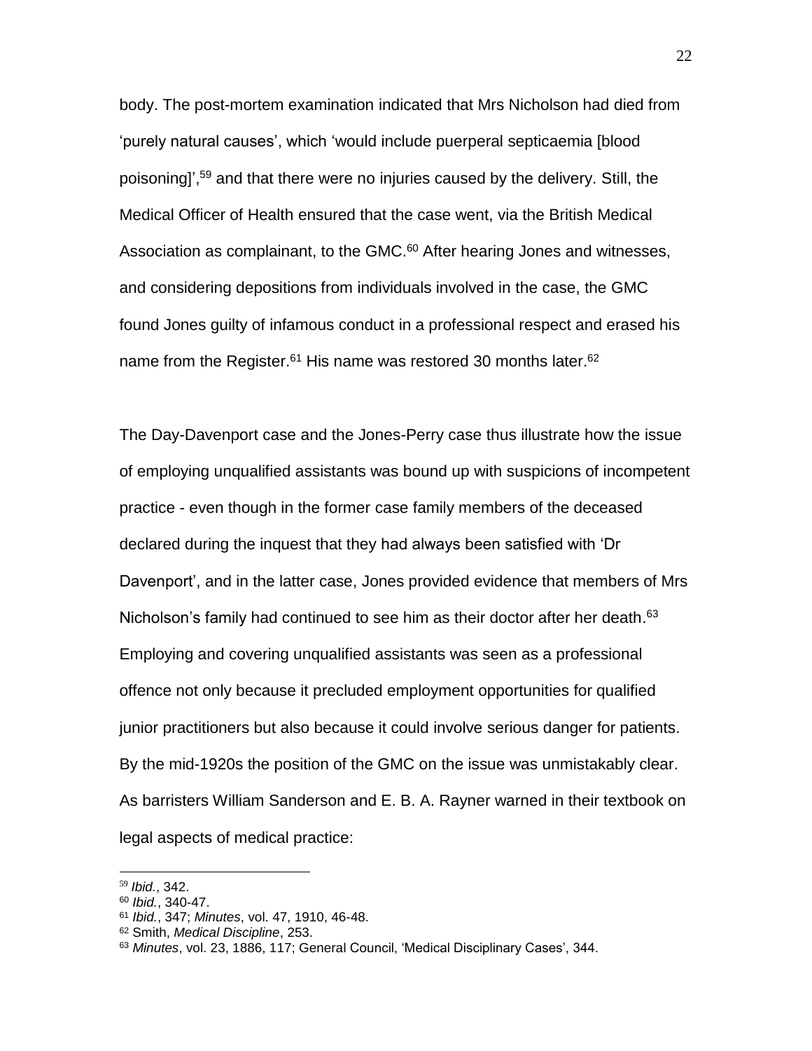body. The post-mortem examination indicated that Mrs Nicholson had died from 'purely natural causes', which 'would include puerperal septicaemia [blood poisoning]',[59] and that there were no injuries caused by the delivery. Still, the Medical Officer of Health ensured that the case went, via the British Medical Association as complainant, to the GMC.[60] After hearing Jones and witnesses, and considering depositions from individuals involved in the case, the GMC found Jones guilty of infamous conduct in a professional respect and erased his name from the Register.[61] His name was restored 30 months later.[62]

The Day-Davenport case and the Jones-Perry case thus illustrate how the issue of employing unqualified assistants was bound up with suspicions of incompetent practice - even though in the former case family members of the deceased declared during the inquest that they had always been satisfied with 'Dr Davenport', and in the latter case, Jones provided evidence that members of Mrs Nicholson's family had continued to see him as their doctor after her death.[63] Employing and covering unqualified assistants was seen as a professional offence not only because it precluded employment opportunities for qualified junior practitioners but also because it could involve serious danger for patients. By the mid-1920s the position of the GMC on the issue was unmistakably clear. As barristers William Sanderson and E. B. A. Rayner warned in their textbook on legal aspects of medical practice:

---

[59] *Ibid.*, 342.
[60] *Ibid.*, 340-47.
[61] *Ibid.*, 347; *Minutes*, vol. 47, 1910, 46-48.
[62] Smith, *Medical Discipline*, 253.
[63] *Minutes*, vol. 23, 1886, 117; General Council, 'Medical Disciplinary Cases', 344.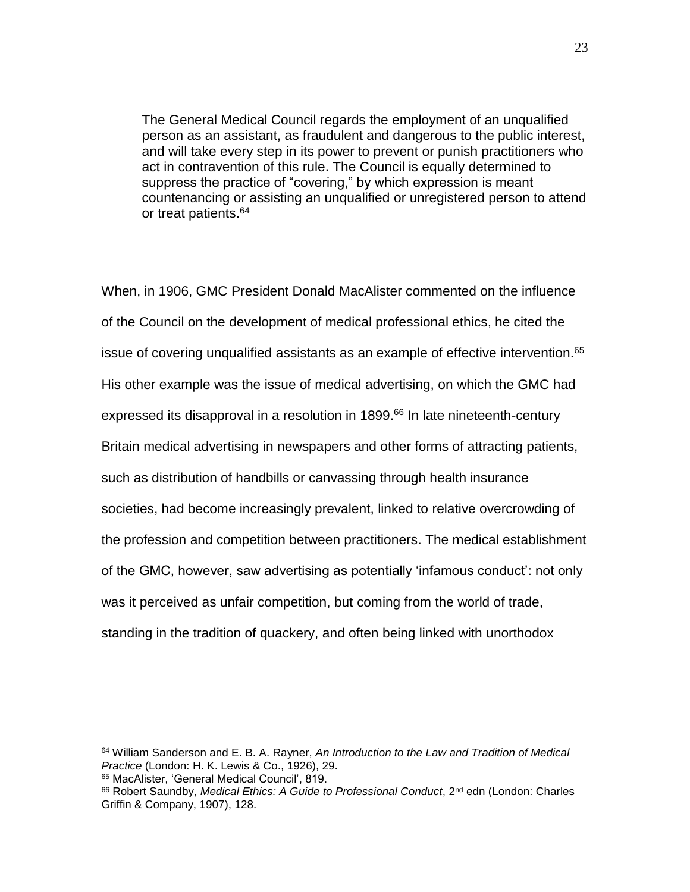> The General Medical Council regards the employment of an unqualified person as an assistant, as fraudulent and dangerous to the public interest, and will take every step in its power to prevent or punish practitioners who act in contravention of this rule. The Council is equally determined to suppress the practice of "covering," by which expression is meant countenancing or assisting an unqualified or unregistered person to attend or treat patients.[64]

When, in 1906, GMC President Donald MacAlister commented on the influence of the Council on the development of medical professional ethics, he cited the issue of covering unqualified assistants as an example of effective intervention.[65] His other example was the issue of medical advertising, on which the GMC had expressed its disapproval in a resolution in 1899.[66] In late nineteenth-century Britain medical advertising in newspapers and other forms of attracting patients, such as distribution of handbills or canvassing through health insurance societies, had become increasingly prevalent, linked to relative overcrowding of the profession and competition between practitioners. The medical establishment of the GMC, however, saw advertising as potentially 'infamous conduct': not only was it perceived as unfair competition, but coming from the world of trade, standing in the tradition of quackery, and often being linked with unorthodox

---

[64] William Sanderson and E. B. A. Rayner, *An Introduction to the Law and Tradition of Medical Practice* (London: H. K. Lewis & Co., 1926), 29.

[65] MacAlister, 'General Medical Council', 819.

[66] Robert Saundby, *Medical Ethics: A Guide to Professional Conduct*, 2nd edn (London: Charles Griffin & Company, 1907), 128.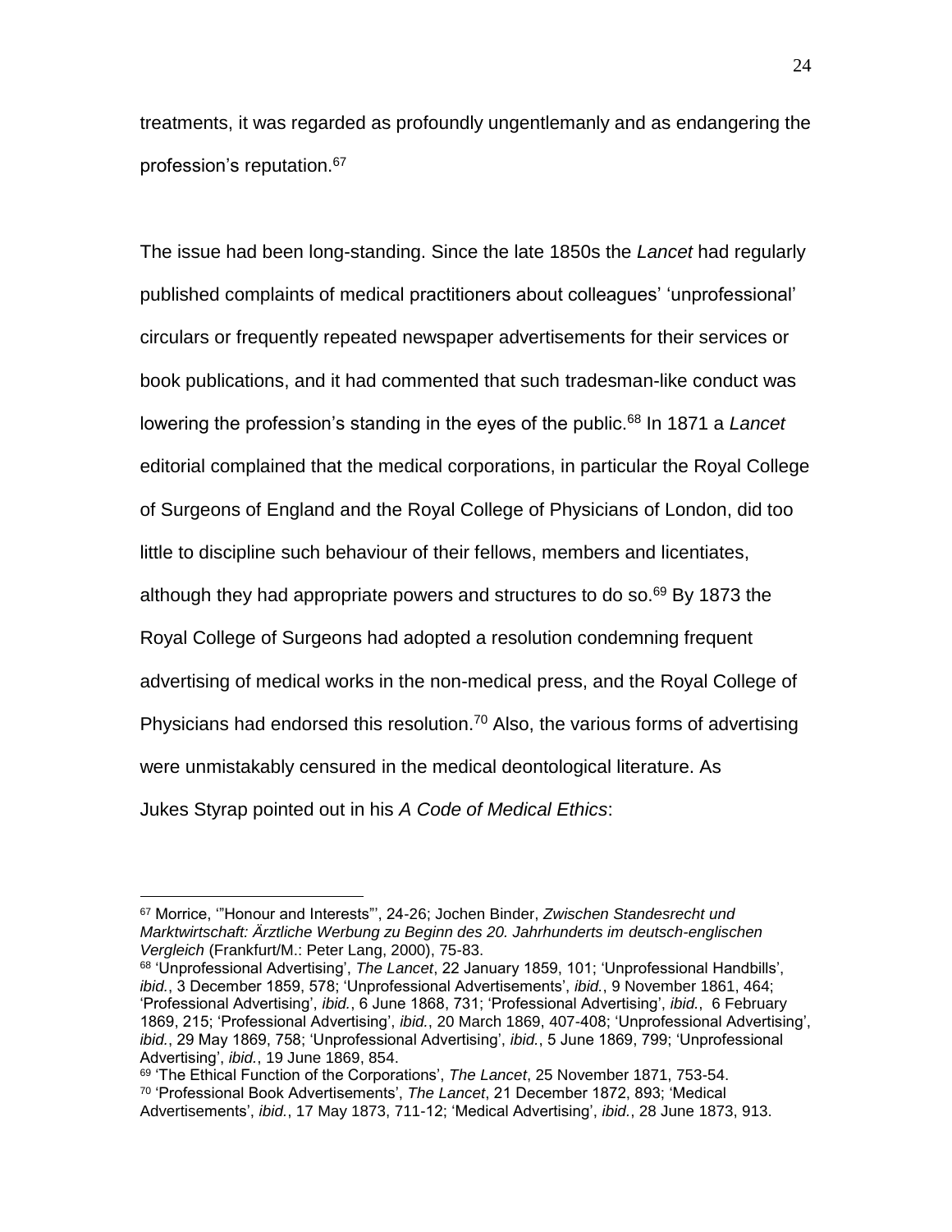treatments, it was regarded as profoundly ungentlemanly and as endangering the profession's reputation.[67]

The issue had been long-standing. Since the late 1850s the *Lancet* had regularly published complaints of medical practitioners about colleagues' 'unprofessional' circulars or frequently repeated newspaper advertisements for their services or book publications, and it had commented that such tradesman-like conduct was lowering the profession's standing in the eyes of the public.[68] In 1871 a *Lancet* editorial complained that the medical corporations, in particular the Royal College of Surgeons of England and the Royal College of Physicians of London, did too little to discipline such behaviour of their fellows, members and licentiates, although they had appropriate powers and structures to do so.[69] By 1873 the Royal College of Surgeons had adopted a resolution condemning frequent advertising of medical works in the non-medical press, and the Royal College of Physicians had endorsed this resolution.[70] Also, the various forms of advertising were unmistakably censured in the medical deontological literature. As Jukes Styrap pointed out in his *A Code of Medical Ethics*:

---

[67] Morrice, '"Honour and Interests"', 24-26; Jochen Binder, *Zwischen Standesrecht und Marktwirtschaft: Ärztliche Werbung zu Beginn des 20. Jahrhunderts im deutsch-englischen Vergleich* (Frankfurt/M.: Peter Lang, 2000), 75-83.

[68] 'Unprofessional Advertising', *The Lancet*, 22 January 1859, 101; 'Unprofessional Handbills', *ibid.*, 3 December 1859, 578; 'Unprofessional Advertisements', *ibid.*, 9 November 1861, 464; 'Professional Advertising', *ibid.*, 6 June 1868, 731; 'Professional Advertising', *ibid.*, 6 February 1869, 215; 'Professional Advertising', *ibid.*, 20 March 1869, 407-408; 'Unprofessional Advertising', *ibid.*, 29 May 1869, 758; 'Unprofessional Advertising', *ibid.*, 5 June 1869, 799; 'Unprofessional Advertising', *ibid.*, 19 June 1869, 854.

[69] 'The Ethical Function of the Corporations', *The Lancet*, 25 November 1871, 753-54.

[70] 'Professional Book Advertisements', *The Lancet*, 21 December 1872, 893; 'Medical Advertisements', *ibid.*, 17 May 1873, 711-12; 'Medical Advertising', *ibid.*, 28 June 1873, 913.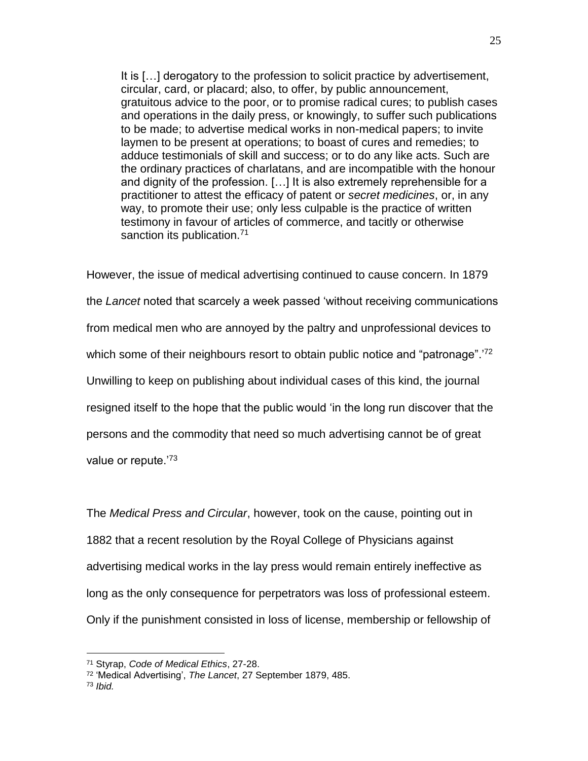> It is […] derogatory to the profession to solicit practice by advertisement, circular, card, or placard; also, to offer, by public announcement, gratuitous advice to the poor, or to promise radical cures; to publish cases and operations in the daily press, or knowingly, to suffer such publications to be made; to advertise medical works in non-medical papers; to invite laymen to be present at operations; to boast of cures and remedies; to adduce testimonials of skill and success; or to do any like acts. Such are the ordinary practices of charlatans, and are incompatible with the honour and dignity of the profession. […] It is also extremely reprehensible for a practitioner to attest the efficacy of patent or *secret medicines*, or, in any way, to promote their use; only less culpable is the practice of written testimony in favour of articles of commerce, and tacitly or otherwise sanction its publication.[71]

However, the issue of medical advertising continued to cause concern. In 1879 the *Lancet* noted that scarcely a week passed 'without receiving communications from medical men who are annoyed by the paltry and unprofessional devices to which some of their neighbours resort to obtain public notice and "patronage".'[72] Unwilling to keep on publishing about individual cases of this kind, the journal resigned itself to the hope that the public would 'in the long run discover that the persons and the commodity that need so much advertising cannot be of great value or repute.'[73]

The *Medical Press and Circular*, however, took on the cause, pointing out in 1882 that a recent resolution by the Royal College of Physicians against advertising medical works in the lay press would remain entirely ineffective as long as the only consequence for perpetrators was loss of professional esteem. Only if the punishment consisted in loss of license, membership or fellowship of

---

[71] Styrap, *Code of Medical Ethics*, 27-28.

[72] 'Medical Advertising', *The Lancet*, 27 September 1879, 485.

[73] *Ibid.*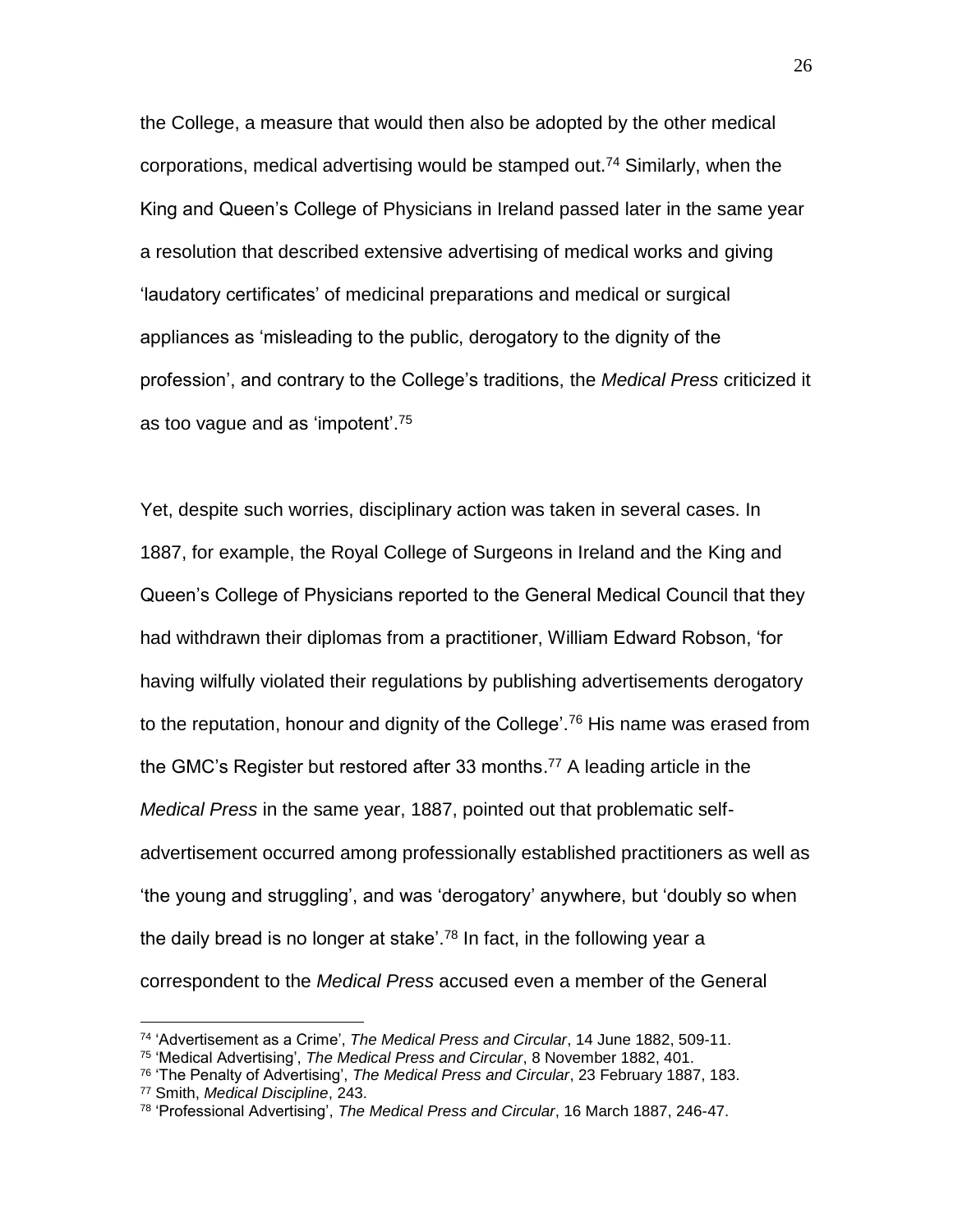the College, a measure that would then also be adopted by the other medical corporations, medical advertising would be stamped out.[74] Similarly, when the King and Queen's College of Physicians in Ireland passed later in the same year a resolution that described extensive advertising of medical works and giving 'laudatory certificates' of medicinal preparations and medical or surgical appliances as 'misleading to the public, derogatory to the dignity of the profession', and contrary to the College's traditions, the *Medical Press* criticized it as too vague and as 'impotent'.[75]

Yet, despite such worries, disciplinary action was taken in several cases. In 1887, for example, the Royal College of Surgeons in Ireland and the King and Queen's College of Physicians reported to the General Medical Council that they had withdrawn their diplomas from a practitioner, William Edward Robson, 'for having wilfully violated their regulations by publishing advertisements derogatory to the reputation, honour and dignity of the College'.[76] His name was erased from the GMC's Register but restored after 33 months.[77] A leading article in the *Medical Press* in the same year, 1887, pointed out that problematic self-advertisement occurred among professionally established practitioners as well as 'the young and struggling', and was 'derogatory' anywhere, but 'doubly so when the daily bread is no longer at stake'.[78] In fact, in the following year a correspondent to the *Medical Press* accused even a member of the General

[74] 'Advertisement as a Crime', *The Medical Press and Circular*, 14 June 1882, 509-11.

[75] 'Medical Advertising', *The Medical Press and Circular*, 8 November 1882, 401.

[76] 'The Penalty of Advertising', *The Medical Press and Circular*, 23 February 1887, 183.

[77] Smith, *Medical Discipline*, 243.

[78] 'Professional Advertising', *The Medical Press and Circular*, 16 March 1887, 246-47.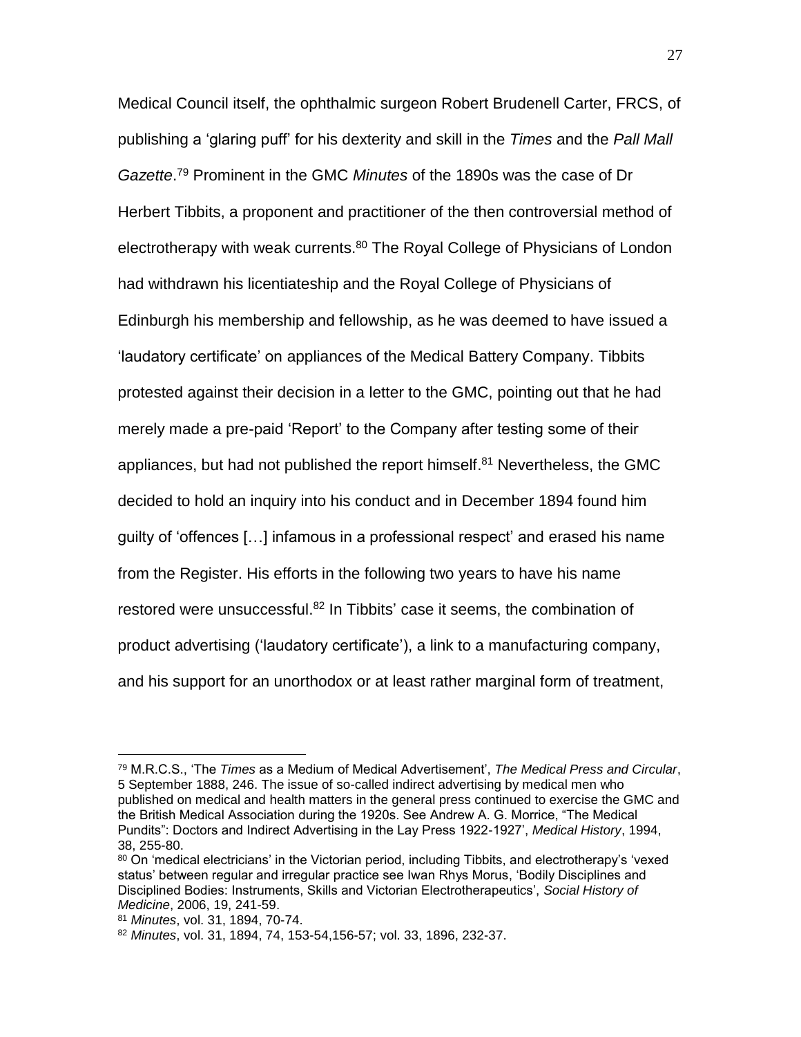Medical Council itself, the ophthalmic surgeon Robert Brudenell Carter, FRCS, of publishing a 'glaring puff' for his dexterity and skill in the *Times* and the *Pall Mall Gazette*.[79] Prominent in the GMC *Minutes* of the 1890s was the case of Dr Herbert Tibbits, a proponent and practitioner of the then controversial method of electrotherapy with weak currents.[80] The Royal College of Physicians of London had withdrawn his licentiateship and the Royal College of Physicians of Edinburgh his membership and fellowship, as he was deemed to have issued a 'laudatory certificate' on appliances of the Medical Battery Company. Tibbits protested against their decision in a letter to the GMC, pointing out that he had merely made a pre-paid 'Report' to the Company after testing some of their appliances, but had not published the report himself.[81] Nevertheless, the GMC decided to hold an inquiry into his conduct and in December 1894 found him guilty of 'offences […] infamous in a professional respect' and erased his name from the Register. His efforts in the following two years to have his name restored were unsuccessful.[82] In Tibbits' case it seems, the combination of product advertising ('laudatory certificate'), a link to a manufacturing company, and his support for an unorthodox or at least rather marginal form of treatment,

---

[79] M.R.C.S., 'The *Times* as a Medium of Medical Advertisement', *The Medical Press and Circular*, 5 September 1888, 246. The issue of so-called indirect advertising by medical men who published on medical and health matters in the general press continued to exercise the GMC and the British Medical Association during the 1920s. See Andrew A. G. Morrice, "The Medical Pundits": Doctors and Indirect Advertising in the Lay Press 1922-1927', *Medical History*, 1994, 38, 255-80.

[80] On 'medical electricians' in the Victorian period, including Tibbits, and electrotherapy's 'vexed status' between regular and irregular practice see Iwan Rhys Morus, 'Bodily Disciplines and Disciplined Bodies: Instruments, Skills and Victorian Electrotherapeutics', *Social History of Medicine*, 2006, 19, 241-59.

[81] *Minutes*, vol. 31, 1894, 70-74.

[82] *Minutes*, vol. 31, 1894, 74, 153-54,156-57; vol. 33, 1896, 232-37.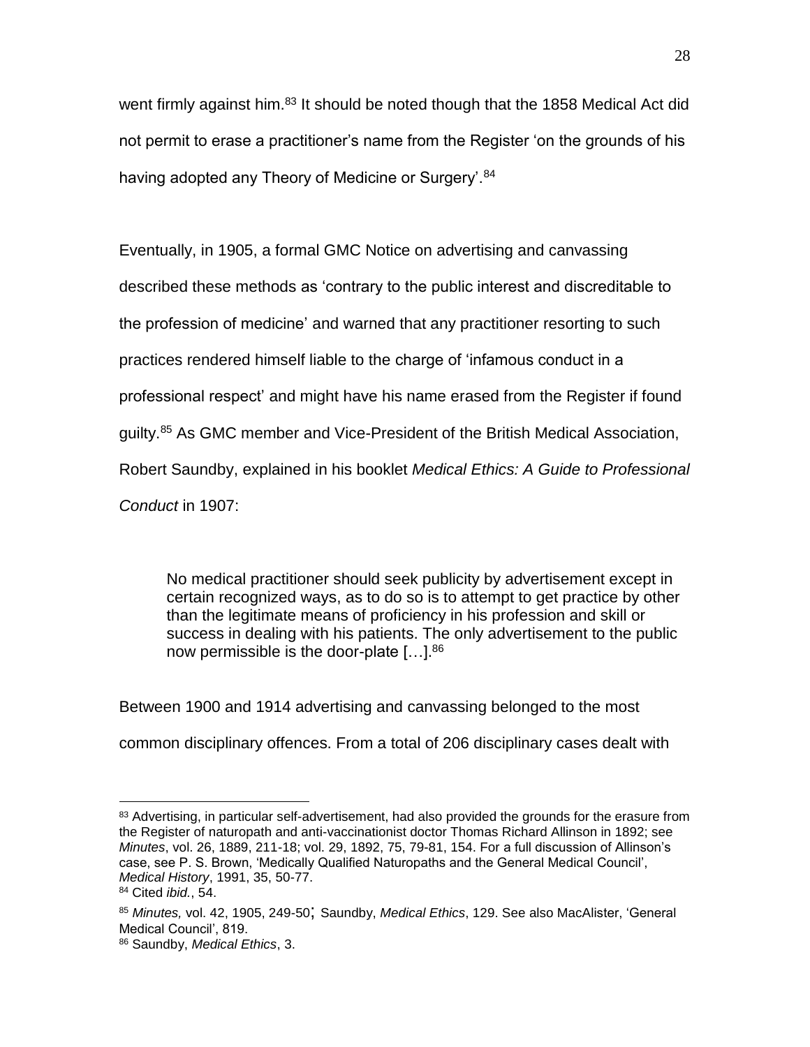went firmly against him.[83] It should be noted though that the 1858 Medical Act did not permit to erase a practitioner's name from the Register 'on the grounds of his having adopted any Theory of Medicine or Surgery'.[84]

Eventually, in 1905, a formal GMC Notice on advertising and canvassing described these methods as 'contrary to the public interest and discreditable to the profession of medicine' and warned that any practitioner resorting to such practices rendered himself liable to the charge of 'infamous conduct in a professional respect' and might have his name erased from the Register if found guilty.[85] As GMC member and Vice-President of the British Medical Association, Robert Saundby, explained in his booklet *Medical Ethics: A Guide to Professional Conduct* in 1907:

> No medical practitioner should seek publicity by advertisement except in certain recognized ways, as to do so is to attempt to get practice by other than the legitimate means of proficiency in his profession and skill or success in dealing with his patients. The only advertisement to the public now permissible is the door-plate […].[86]

Between 1900 and 1914 advertising and canvassing belonged to the most common disciplinary offences. From a total of 206 disciplinary cases dealt with

---

[83] Advertising, in particular self-advertisement, had also provided the grounds for the erasure from the Register of naturopath and anti-vaccinationist doctor Thomas Richard Allinson in 1892; see *Minutes*, vol. 26, 1889, 211-18; vol. 29, 1892, 75, 79-81, 154. For a full discussion of Allinson's case, see P. S. Brown, 'Medically Qualified Naturopaths and the General Medical Council', *Medical History*, 1991, 35, 50-77.

[84] Cited *ibid.*, 54.

[85] *Minutes,* vol. 42, 1905, 249-50; Saundby, *Medical Ethics*, 129. See also MacAlister, 'General Medical Council', 819.

[86] Saundby, *Medical Ethics*, 3.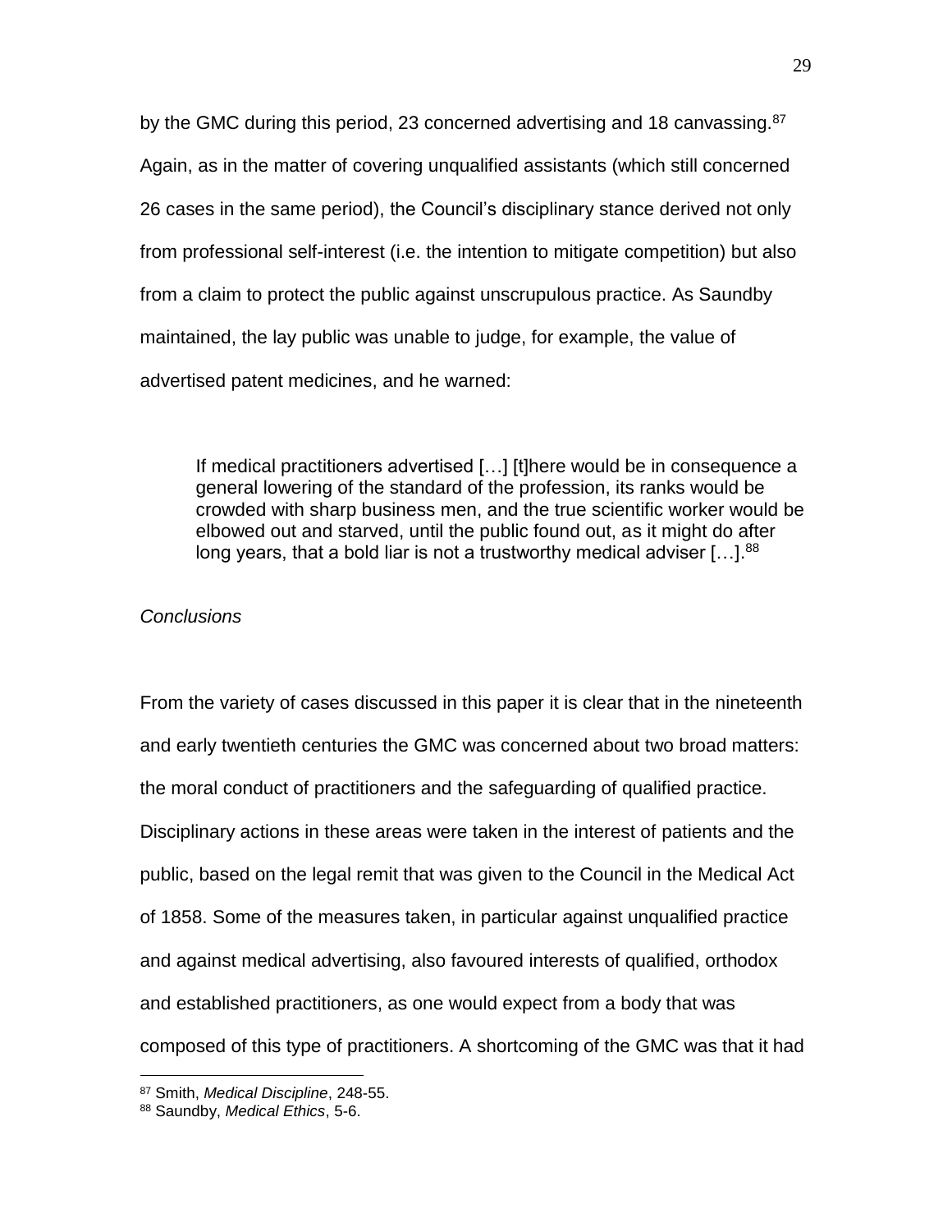by the GMC during this period, 23 concerned advertising and 18 canvassing.[87] Again, as in the matter of covering unqualified assistants (which still concerned 26 cases in the same period), the Council's disciplinary stance derived not only from professional self-interest (i.e. the intention to mitigate competition) but also from a claim to protect the public against unscrupulous practice. As Saundby maintained, the lay public was unable to judge, for example, the value of advertised patent medicines, and he warned:

> If medical practitioners advertised […] [t]here would be in consequence a general lowering of the standard of the profession, its ranks would be crowded with sharp business men, and the true scientific worker would be elbowed out and starved, until the public found out, as it might do after long years, that a bold liar is not a trustworthy medical adviser […].[88]

*Conclusions*

From the variety of cases discussed in this paper it is clear that in the nineteenth and early twentieth centuries the GMC was concerned about two broad matters: the moral conduct of practitioners and the safeguarding of qualified practice. Disciplinary actions in these areas were taken in the interest of patients and the public, based on the legal remit that was given to the Council in the Medical Act of 1858. Some of the measures taken, in particular against unqualified practice and against medical advertising, also favoured interests of qualified, orthodox and established practitioners, as one would expect from a body that was composed of this type of practitioners. A shortcoming of the GMC was that it had

[87] Smith, *Medical Discipline*, 248-55.

[88] Saundby, *Medical Ethics*, 5-6.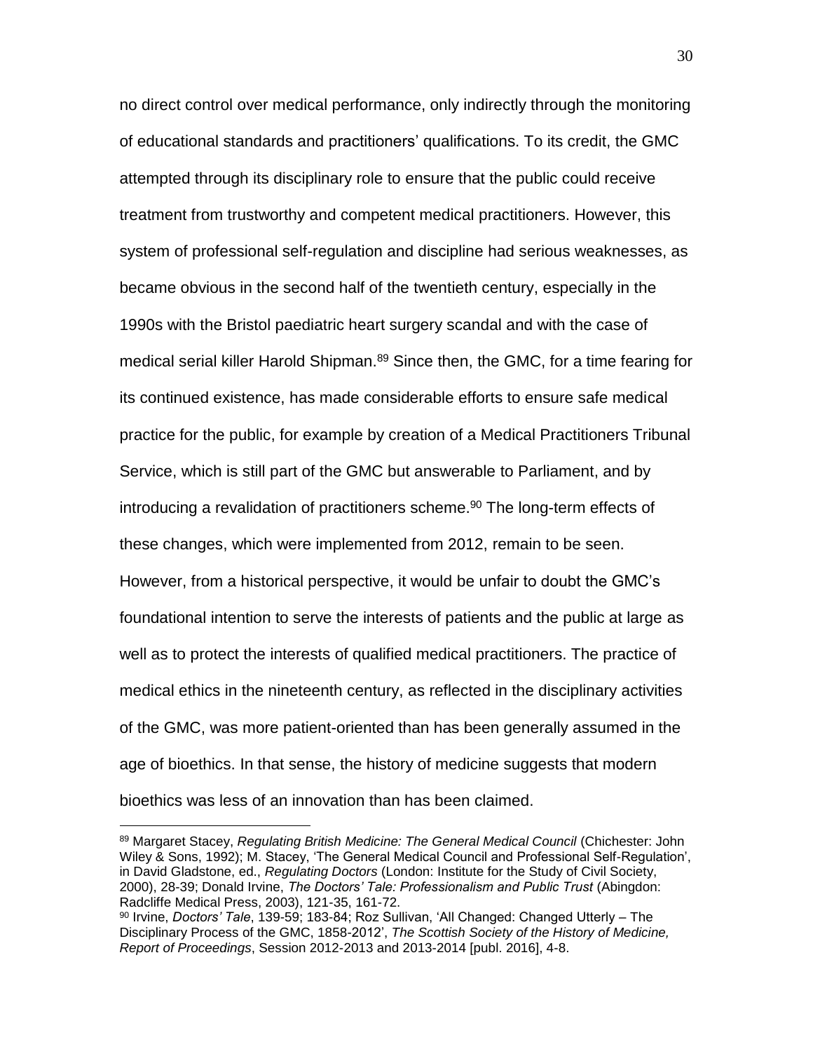no direct control over medical performance, only indirectly through the monitoring of educational standards and practitioners' qualifications. To its credit, the GMC attempted through its disciplinary role to ensure that the public could receive treatment from trustworthy and competent medical practitioners. However, this system of professional self-regulation and discipline had serious weaknesses, as became obvious in the second half of the twentieth century, especially in the 1990s with the Bristol paediatric heart surgery scandal and with the case of medical serial killer Harold Shipman.[89] Since then, the GMC, for a time fearing for its continued existence, has made considerable efforts to ensure safe medical practice for the public, for example by creation of a Medical Practitioners Tribunal Service, which is still part of the GMC but answerable to Parliament, and by introducing a revalidation of practitioners scheme.[90] The long-term effects of these changes, which were implemented from 2012, remain to be seen. However, from a historical perspective, it would be unfair to doubt the GMC's foundational intention to serve the interests of patients and the public at large as well as to protect the interests of qualified medical practitioners. The practice of medical ethics in the nineteenth century, as reflected in the disciplinary activities of the GMC, was more patient-oriented than has been generally assumed in the age of bioethics. In that sense, the history of medicine suggests that modern bioethics was less of an innovation than has been claimed.

---

[89] Margaret Stacey, *Regulating British Medicine: The General Medical Council* (Chichester: John Wiley & Sons, 1992); M. Stacey, 'The General Medical Council and Professional Self-Regulation', in David Gladstone, ed., *Regulating Doctors* (London: Institute for the Study of Civil Society, 2000), 28-39; Donald Irvine, *The Doctors' Tale: Professionalism and Public Trust* (Abingdon: Radcliffe Medical Press, 2003), 121-35, 161-72.

[90] Irvine, *Doctors' Tale*, 139-59; 183-84; Roz Sullivan, 'All Changed: Changed Utterly – The Disciplinary Process of the GMC, 1858-2012', *The Scottish Society of the History of Medicine, Report of Proceedings*, Session 2012-2013 and 2013-2014 [publ. 2016], 4-8.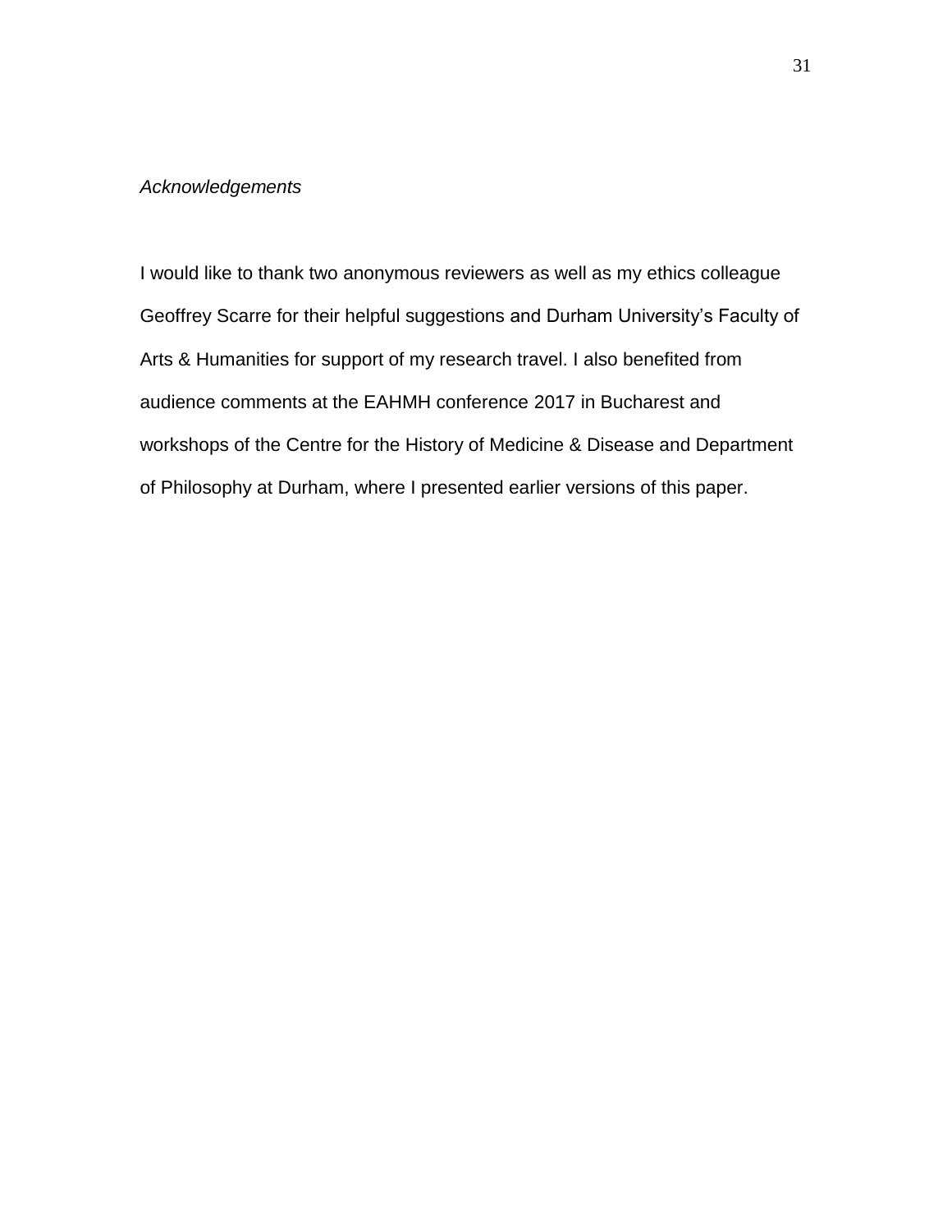*Acknowledgements*

I would like to thank two anonymous reviewers as well as my ethics colleague Geoffrey Scarre for their helpful suggestions and Durham University's Faculty of Arts & Humanities for support of my research travel. I also benefited from audience comments at the EAHMH conference 2017 in Bucharest and workshops of the Centre for the History of Medicine & Disease and Department of Philosophy at Durham, where I presented earlier versions of this paper.